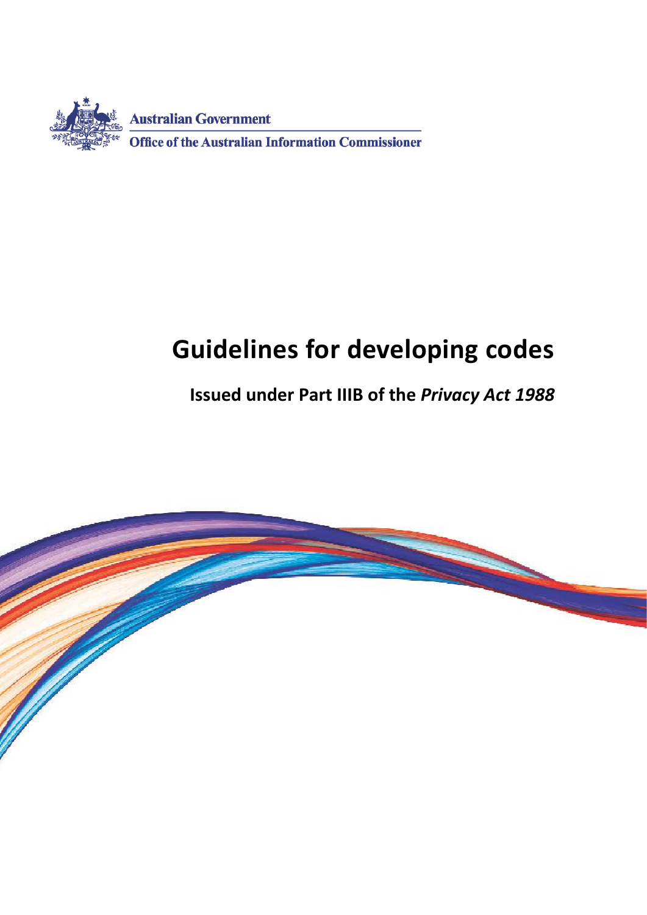Australian Government

Office of the Australian Information Commissioner

# Guidelines for developing codes

## Issued under Part IIIB of the *Privacy Act 1988*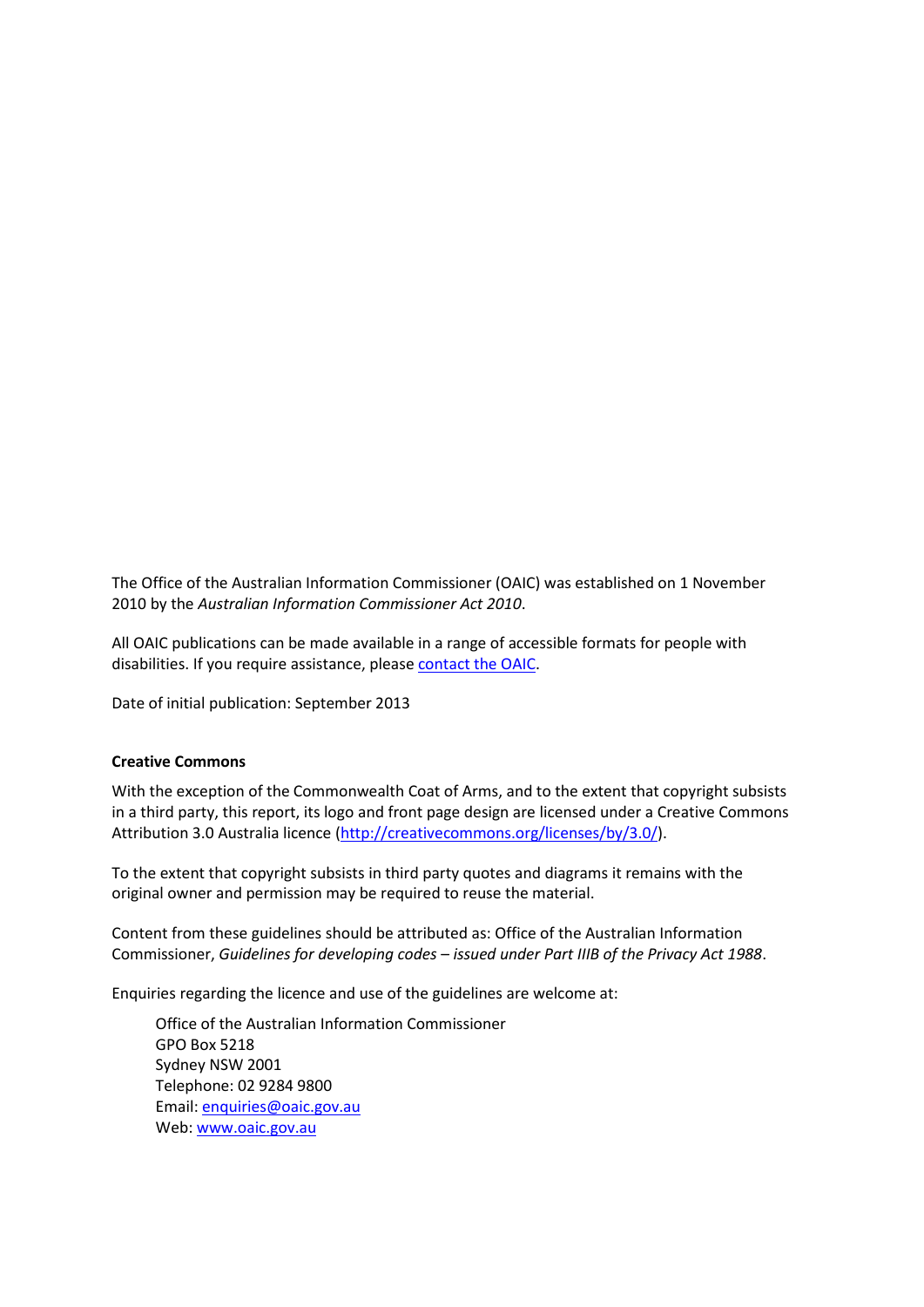The Office of the Australian Information Commissioner (OAIC) was established on 1 November 2010 by the *Australian Information Commissioner Act 2010*.

All OAIC publications can be made available in a range of accessible formats for people with disabilities. If you require assistance, please [contact the OAIC](#).

Date of initial publication: September 2013

**Creative Commons**

With the exception of the Commonwealth Coat of Arms, and to the extent that copyright subsists in a third party, this report, its logo and front page design are licensed under a Creative Commons Attribution 3.0 Australia licence (http://creativecommons.org/licenses/by/3.0/).

To the extent that copyright subsists in third party quotes and diagrams it remains with the original owner and permission may be required to reuse the material.

Content from these guidelines should be attributed as: Office of the Australian Information Commissioner, *Guidelines for developing codes – issued under Part IIIB of the Privacy Act 1988*.

Enquiries regarding the licence and use of the guidelines are welcome at:

Office of the Australian Information Commissioner
GPO Box 5218
Sydney NSW 2001
Telephone: 02 9284 9800
Email: enquiries@oaic.gov.au
Web: www.oaic.gov.au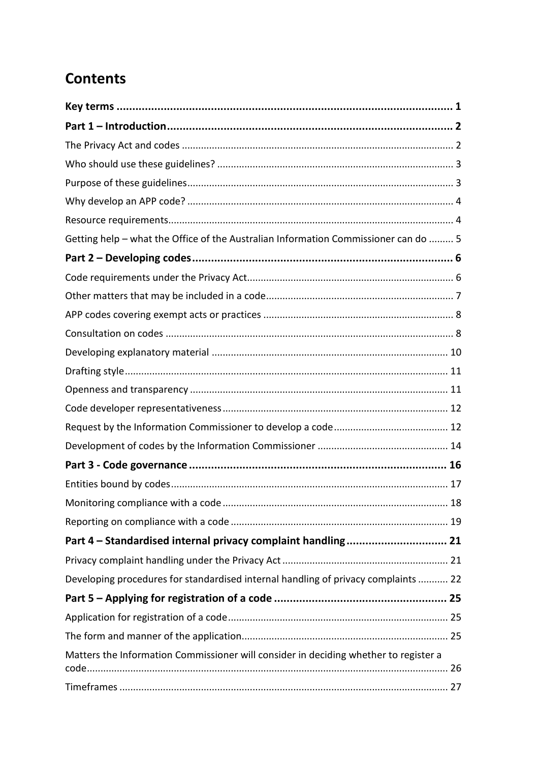# Contents

**Key terms** ........................................................................................................ **1**

**Part 1 – Introduction**........................................................................................ **2**

The Privacy Act and codes ................................................................................ 2

Who should use these guidelines? ................................................................... 3

Purpose of these guidelines.............................................................................. 3

Why develop an APP code? .............................................................................. 4

Resource requirements..................................................................................... 4

Getting help – what the Office of the Australian Information Commissioner can do ......... 5

**Part 2 – Developing codes**................................................................................ **6**

Code requirements under the Privacy Act........................................................ 6

Other matters that may be included in a code.................................................. 7

APP codes covering exempt acts or practices .................................................. 8

Consultation on codes ...................................................................................... 8

Developing explanatory material .................................................................... 10

Drafting style................................................................................................... 11

Openness and transparency ............................................................................ 11

Code developer representativeness................................................................ 12

Request by the Information Commissioner to develop a code........................ 12

Development of codes by the Information Commissioner .............................. 14

**Part 3 - Code governance** ................................................................................ **16**

Entities bound by codes................................................................................... 17

Monitoring compliance with a code ................................................................ 18

Reporting on compliance with a code ............................................................. 19

**Part 4 – Standardised internal privacy complaint handling**............................... **21**

Privacy complaint handling under the Privacy Act .......................................... 21

Developing procedures for standardised internal handling of privacy complaints ........... 22

**Part 5 – Applying for registration of a code** ..................................................... **25**

Application for registration of a code............................................................... 25

The form and manner of the application.......................................................... 25

Matters the Information Commissioner will consider in deciding whether to register a code.................................................................................................................. 26

Timeframes ...................................................................................................... 27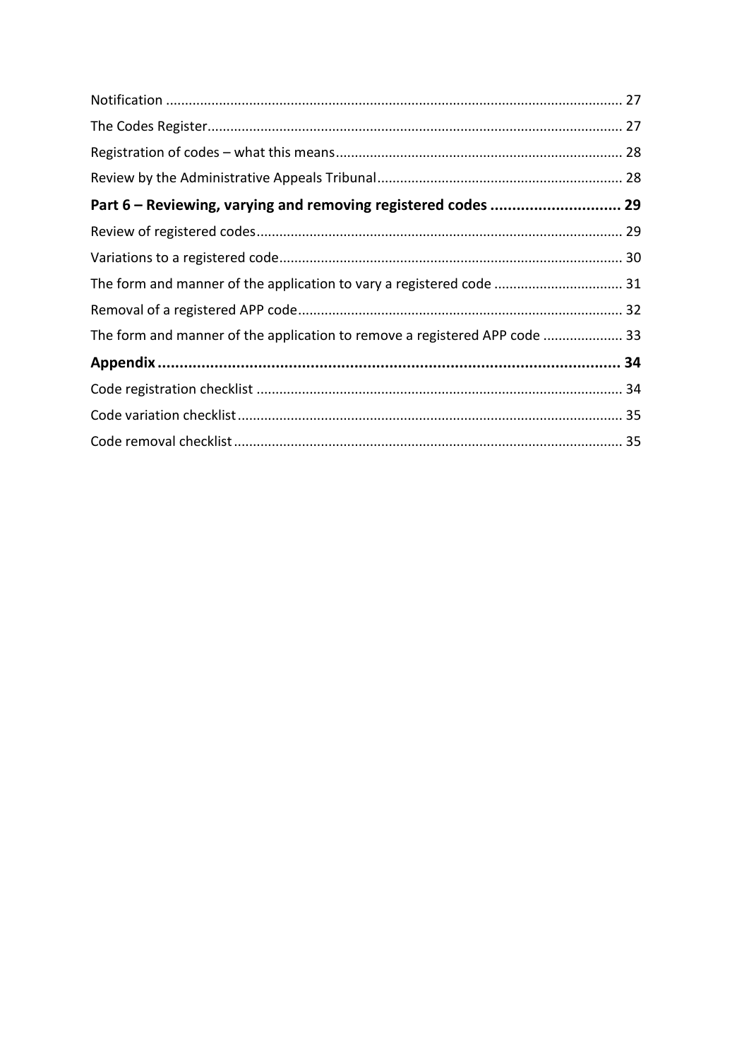Notification ........................................................................................................................ 27

The Codes Register............................................................................................................ 27

Registration of codes – what this means........................................................................... 28

Review by the Administrative Appeals Tribunal................................................................ 28

**Part 6 – Reviewing, varying and removing registered codes .............................. 29**

Review of registered codes................................................................................................ 29

Variations to a registered code.......................................................................................... 30

The form and manner of the application to vary a registered code .................................. 31

Removal of a registered APP code..................................................................................... 32

The form and manner of the application to remove a registered APP code ..................... 33

**Appendix ............................................................................................................ 34**

Code registration checklist ................................................................................................ 34

Code variation checklist..................................................................................................... 35

Code removal checklist...................................................................................................... 35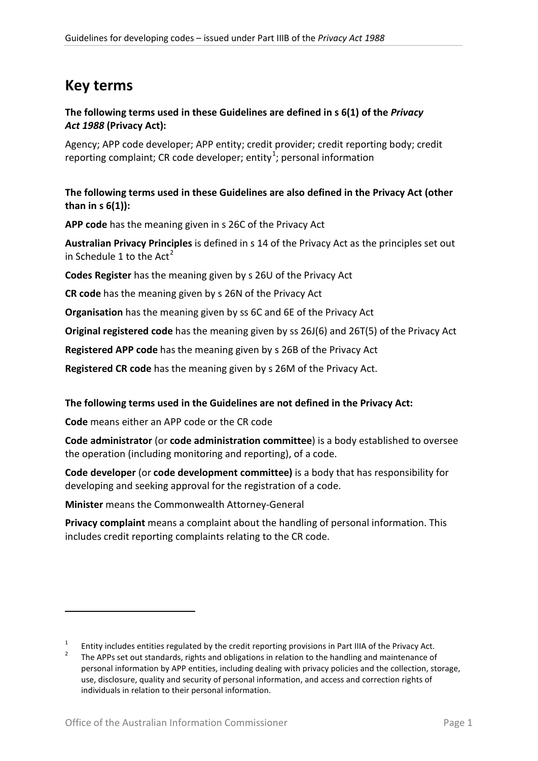## Key terms

**The following terms used in these Guidelines are defined in s 6(1) of the *Privacy Act 1988* (Privacy Act):**

Agency; APP code developer; APP entity; credit provider; credit reporting body; credit reporting complaint; CR code developer; entity[1]; personal information

**The following terms used in these Guidelines are also defined in the Privacy Act (other than in s 6(1)):**

**APP code** has the meaning given in s 26C of the Privacy Act

**Australian Privacy Principles** is defined in s 14 of the Privacy Act as the principles set out in Schedule 1 to the Act[2]

**Codes Register** has the meaning given by s 26U of the Privacy Act

**CR code** has the meaning given by s 26N of the Privacy Act

**Organisation** has the meaning given by ss 6C and 6E of the Privacy Act

**Original registered code** has the meaning given by ss 26J(6) and 26T(5) of the Privacy Act

**Registered APP code** has the meaning given by s 26B of the Privacy Act

**Registered CR code** has the meaning given by s 26M of the Privacy Act.

**The following terms used in the Guidelines are not defined in the Privacy Act:**

**Code** means either an APP code or the CR code

**Code administrator** (or **code administration committee**) is a body established to oversee the operation (including monitoring and reporting), of a code.

**Code developer** (or **code development committee)** is a body that has responsibility for developing and seeking approval for the registration of a code.

**Minister** means the Commonwealth Attorney-General

**Privacy complaint** means a complaint about the handling of personal information. This includes credit reporting complaints relating to the CR code.

---

[1] Entity includes entities regulated by the credit reporting provisions in Part IIIA of the Privacy Act.

[2] The APPs set out standards, rights and obligations in relation to the handling and maintenance of personal information by APP entities, including dealing with privacy policies and the collection, storage, use, disclosure, quality and security of personal information, and access and correction rights of individuals in relation to their personal information.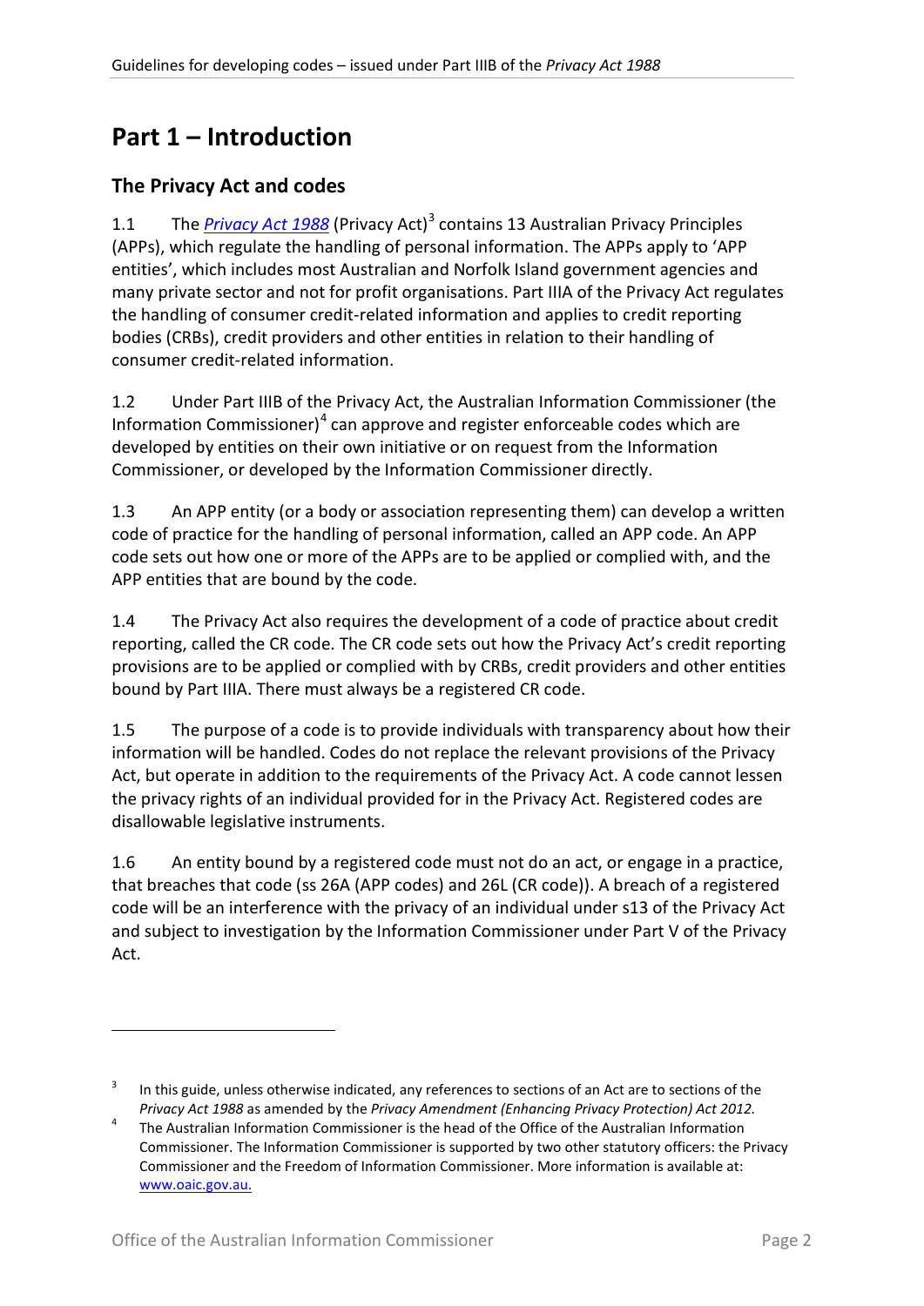# Part 1 – Introduction

## The Privacy Act and codes

1.1 The *[Privacy Act 1988](#)* (Privacy Act)[3] contains 13 Australian Privacy Principles (APPs), which regulate the handling of personal information. The APPs apply to 'APP entities', which includes most Australian and Norfolk Island government agencies and many private sector and not for profit organisations. Part IIIA of the Privacy Act regulates the handling of consumer credit-related information and applies to credit reporting bodies (CRBs), credit providers and other entities in relation to their handling of consumer credit-related information.

1.2 Under Part IIIB of the Privacy Act, the Australian Information Commissioner (the Information Commissioner)[4] can approve and register enforceable codes which are developed by entities on their own initiative or on request from the Information Commissioner, or developed by the Information Commissioner directly.

1.3 An APP entity (or a body or association representing them) can develop a written code of practice for the handling of personal information, called an APP code. An APP code sets out how one or more of the APPs are to be applied or complied with, and the APP entities that are bound by the code.

1.4 The Privacy Act also requires the development of a code of practice about credit reporting, called the CR code. The CR code sets out how the Privacy Act's credit reporting provisions are to be applied or complied with by CRBs, credit providers and other entities bound by Part IIIA. There must always be a registered CR code.

1.5 The purpose of a code is to provide individuals with transparency about how their information will be handled. Codes do not replace the relevant provisions of the Privacy Act, but operate in addition to the requirements of the Privacy Act. A code cannot lessen the privacy rights of an individual provided for in the Privacy Act. Registered codes are disallowable legislative instruments.

1.6 An entity bound by a registered code must not do an act, or engage in a practice, that breaches that code (ss 26A (APP codes) and 26L (CR code)). A breach of a registered code will be an interference with the privacy of an individual under s13 of the Privacy Act and subject to investigation by the Information Commissioner under Part V of the Privacy Act.

---

[3] In this guide, unless otherwise indicated, any references to sections of an Act are to sections of the *Privacy Act 1988* as amended by the *Privacy Amendment (Enhancing Privacy Protection) Act 2012.*

[4] The Australian Information Commissioner is the head of the Office of the Australian Information Commissioner. The Information Commissioner is supported by two other statutory officers: the Privacy Commissioner and the Freedom of Information Commissioner. More information is available at: [www.oaic.gov.au.](http://www.oaic.gov.au)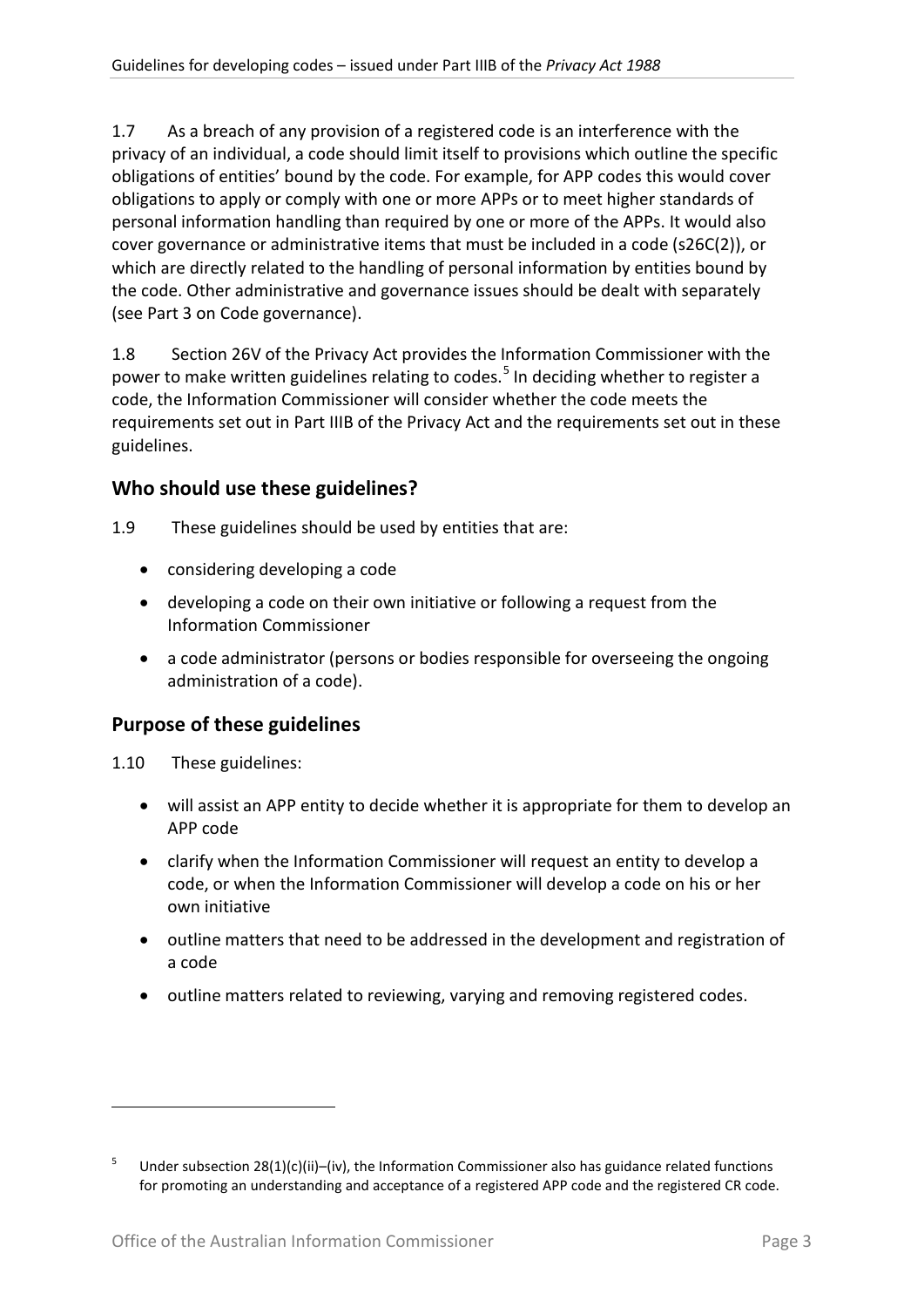1.7 As a breach of any provision of a registered code is an interference with the privacy of an individual, a code should limit itself to provisions which outline the specific obligations of entities' bound by the code. For example, for APP codes this would cover obligations to apply or comply with one or more APPs or to meet higher standards of personal information handling than required by one or more of the APPs. It would also cover governance or administrative items that must be included in a code (s26C(2)), or which are directly related to the handling of personal information by entities bound by the code. Other administrative and governance issues should be dealt with separately (see Part 3 on Code governance).

1.8 Section 26V of the Privacy Act provides the Information Commissioner with the power to make written guidelines relating to codes.[5] In deciding whether to register a code, the Information Commissioner will consider whether the code meets the requirements set out in Part IIIB of the Privacy Act and the requirements set out in these guidelines.

## Who should use these guidelines?

1.9 These guidelines should be used by entities that are:

- considering developing a code
- developing a code on their own initiative or following a request from the Information Commissioner
- a code administrator (persons or bodies responsible for overseeing the ongoing administration of a code).

## Purpose of these guidelines

1.10 These guidelines:

- will assist an APP entity to decide whether it is appropriate for them to develop an APP code
- clarify when the Information Commissioner will request an entity to develop a code, or when the Information Commissioner will develop a code on his or her own initiative
- outline matters that need to be addressed in the development and registration of a code
- outline matters related to reviewing, varying and removing registered codes.

---

[5] Under subsection 28(1)(c)(ii)–(iv), the Information Commissioner also has guidance related functions for promoting an understanding and acceptance of a registered APP code and the registered CR code.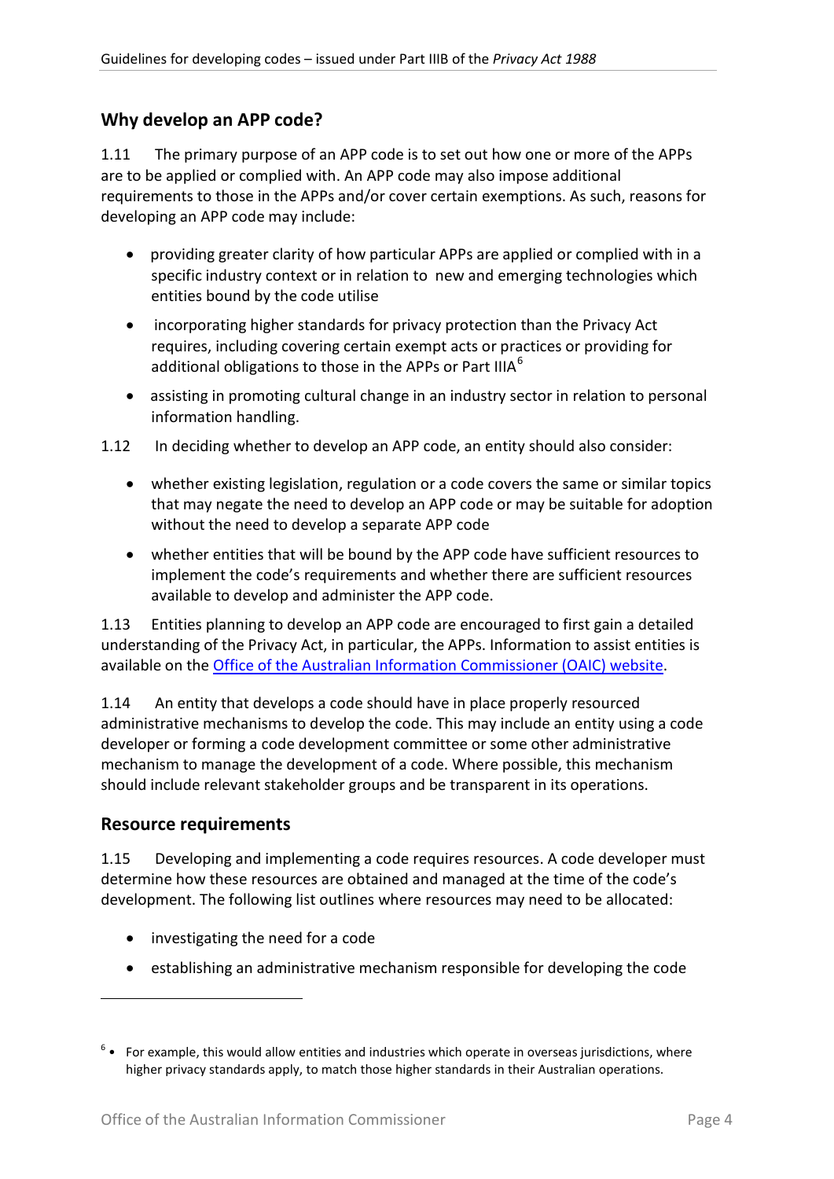## Why develop an APP code?

1.11 The primary purpose of an APP code is to set out how one or more of the APPs are to be applied or complied with. An APP code may also impose additional requirements to those in the APPs and/or cover certain exemptions. As such, reasons for developing an APP code may include:

- providing greater clarity of how particular APPs are applied or complied with in a specific industry context or in relation to new and emerging technologies which entities bound by the code utilise
- incorporating higher standards for privacy protection than the Privacy Act requires, including covering certain exempt acts or practices or providing for additional obligations to those in the APPs or Part IIIA[6]
- assisting in promoting cultural change in an industry sector in relation to personal information handling.

1.12 In deciding whether to develop an APP code, an entity should also consider:

- whether existing legislation, regulation or a code covers the same or similar topics that may negate the need to develop an APP code or may be suitable for adoption without the need to develop a separate APP code
- whether entities that will be bound by the APP code have sufficient resources to implement the code's requirements and whether there are sufficient resources available to develop and administer the APP code.

1.13 Entities planning to develop an APP code are encouraged to first gain a detailed understanding of the Privacy Act, in particular, the APPs. Information to assist entities is available on the [Office of the Australian Information Commissioner (OAIC) website](#).

1.14 An entity that develops a code should have in place properly resourced administrative mechanisms to develop the code. This may include an entity using a code developer or forming a code development committee or some other administrative mechanism to manage the development of a code. Where possible, this mechanism should include relevant stakeholder groups and be transparent in its operations.

## Resource requirements

1.15 Developing and implementing a code requires resources. A code developer must determine how these resources are obtained and managed at the time of the code's development. The following list outlines where resources may need to be allocated:

- investigating the need for a code
- establishing an administrative mechanism responsible for developing the code

---

[6] For example, this would allow entities and industries which operate in overseas jurisdictions, where higher privacy standards apply, to match those higher standards in their Australian operations.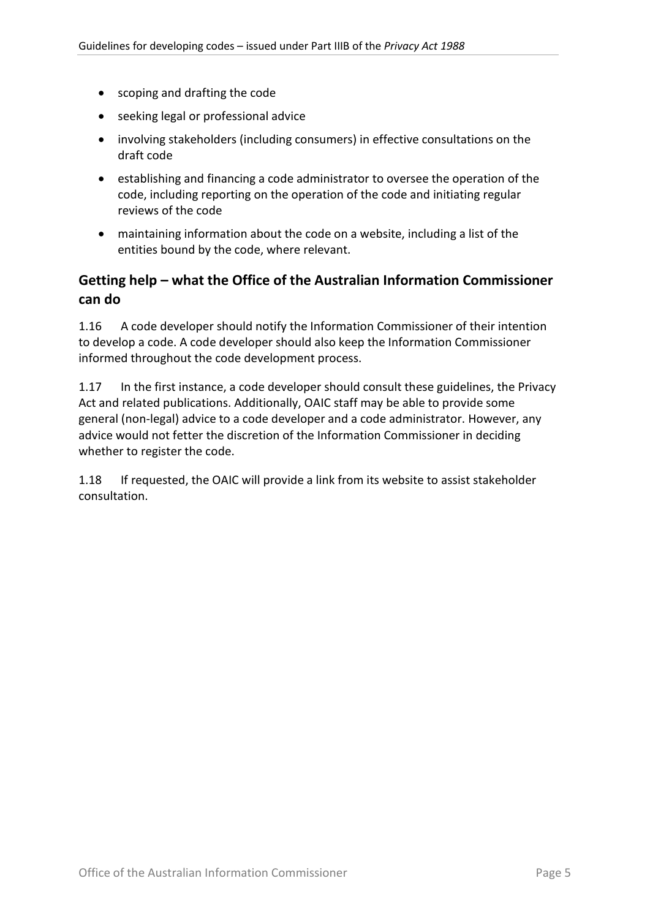- scoping and drafting the code
- seeking legal or professional advice
- involving stakeholders (including consumers) in effective consultations on the draft code
- establishing and financing a code administrator to oversee the operation of the code, including reporting on the operation of the code and initiating regular reviews of the code
- maintaining information about the code on a website, including a list of the entities bound by the code, where relevant.

## Getting help – what the Office of the Australian Information Commissioner can do

1.16 A code developer should notify the Information Commissioner of their intention to develop a code. A code developer should also keep the Information Commissioner informed throughout the code development process.

1.17 In the first instance, a code developer should consult these guidelines, the Privacy Act and related publications. Additionally, OAIC staff may be able to provide some general (non-legal) advice to a code developer and a code administrator. However, any advice would not fetter the discretion of the Information Commissioner in deciding whether to register the code.

1.18 If requested, the OAIC will provide a link from its website to assist stakeholder consultation.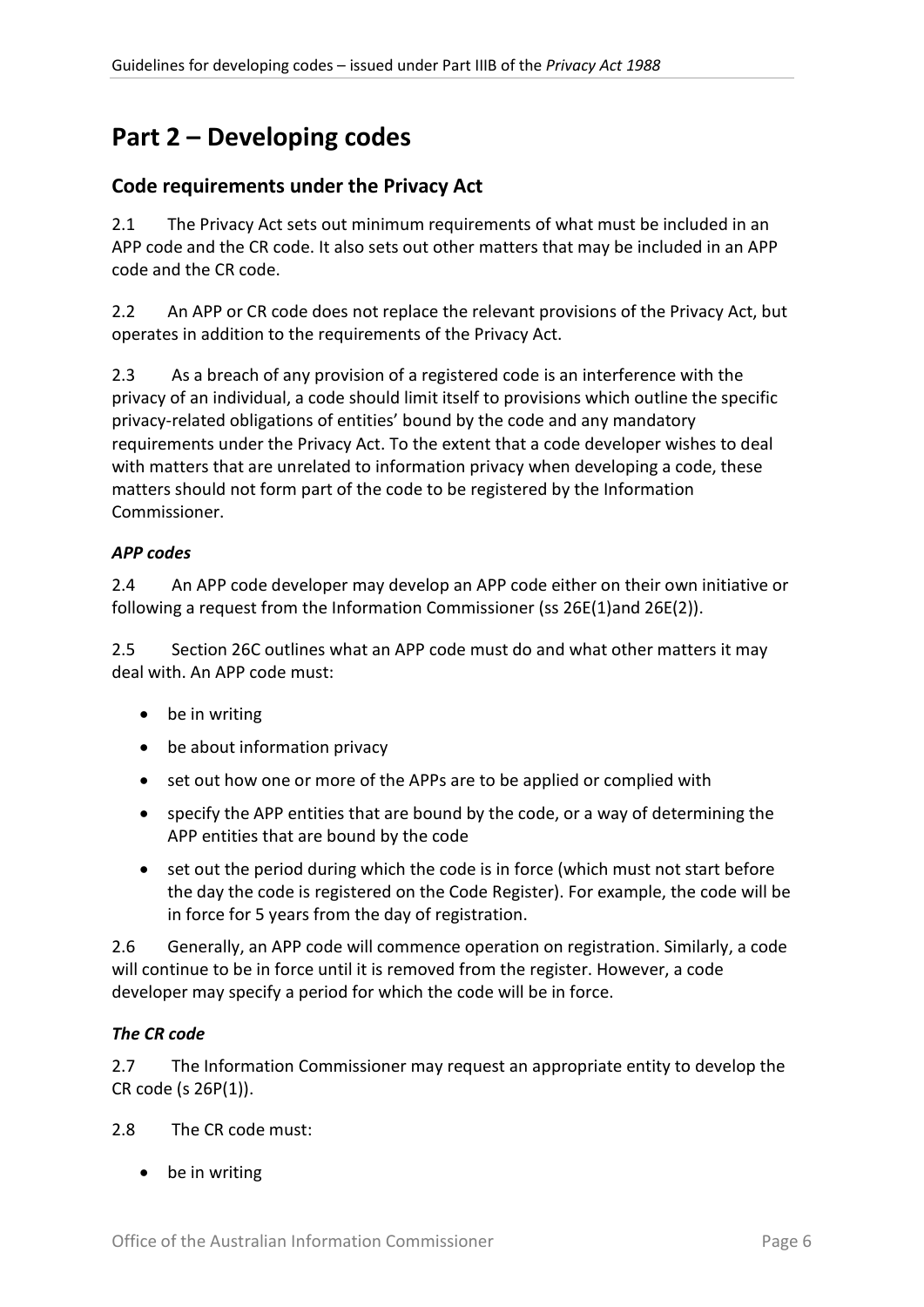# Part 2 – Developing codes

## Code requirements under the Privacy Act

2.1 The Privacy Act sets out minimum requirements of what must be included in an APP code and the CR code. It also sets out other matters that may be included in an APP code and the CR code.

2.2 An APP or CR code does not replace the relevant provisions of the Privacy Act, but operates in addition to the requirements of the Privacy Act.

2.3 As a breach of any provision of a registered code is an interference with the privacy of an individual, a code should limit itself to provisions which outline the specific privacy-related obligations of entities' bound by the code and any mandatory requirements under the Privacy Act. To the extent that a code developer wishes to deal with matters that are unrelated to information privacy when developing a code, these matters should not form part of the code to be registered by the Information Commissioner.

### *APP codes*

2.4 An APP code developer may develop an APP code either on their own initiative or following a request from the Information Commissioner (ss 26E(1)and 26E(2)).

2.5 Section 26C outlines what an APP code must do and what other matters it may deal with. An APP code must:

- be in writing
- be about information privacy
- set out how one or more of the APPs are to be applied or complied with
- specify the APP entities that are bound by the code, or a way of determining the APP entities that are bound by the code
- set out the period during which the code is in force (which must not start before the day the code is registered on the Code Register). For example, the code will be in force for 5 years from the day of registration.

2.6 Generally, an APP code will commence operation on registration. Similarly, a code will continue to be in force until it is removed from the register. However, a code developer may specify a period for which the code will be in force.

### *The CR code*

2.7 The Information Commissioner may request an appropriate entity to develop the CR code (s 26P(1)).

2.8 The CR code must:

- be in writing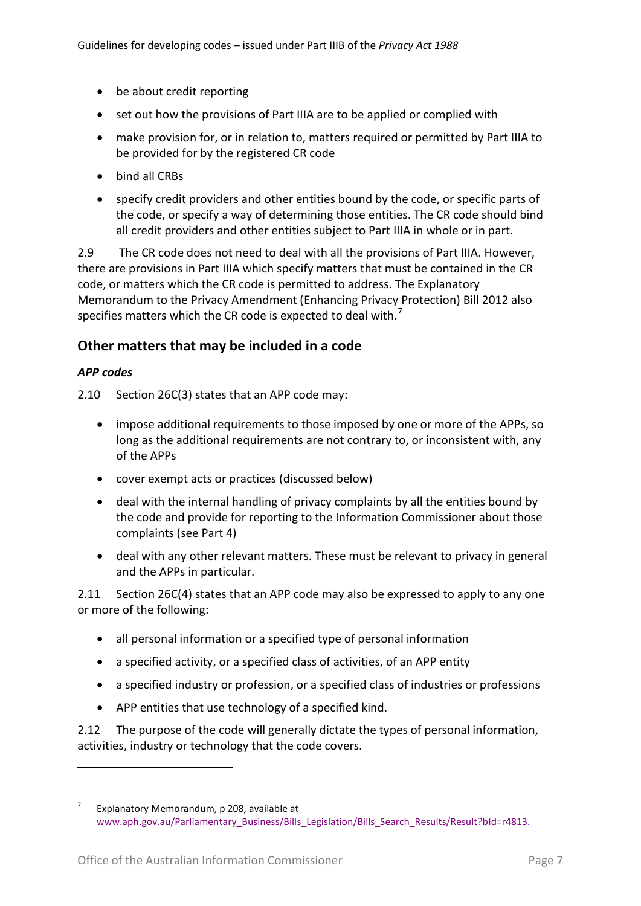- be about credit reporting
- set out how the provisions of Part IIIA are to be applied or complied with
- make provision for, or in relation to, matters required or permitted by Part IIIA to be provided for by the registered CR code
- bind all CRBs
- specify credit providers and other entities bound by the code, or specific parts of the code, or specify a way of determining those entities. The CR code should bind all credit providers and other entities subject to Part IIIA in whole or in part.

2.9 The CR code does not need to deal with all the provisions of Part IIIA. However, there are provisions in Part IIIA which specify matters that must be contained in the CR code, or matters which the CR code is permitted to address. The Explanatory Memorandum to the Privacy Amendment (Enhancing Privacy Protection) Bill 2012 also specifies matters which the CR code is expected to deal with.[7]

## Other matters that may be included in a code

### *APP codes*

2.10 Section 26C(3) states that an APP code may:

- impose additional requirements to those imposed by one or more of the APPs, so long as the additional requirements are not contrary to, or inconsistent with, any of the APPs
- cover exempt acts or practices (discussed below)
- deal with the internal handling of privacy complaints by all the entities bound by the code and provide for reporting to the Information Commissioner about those complaints (see Part 4)
- deal with any other relevant matters. These must be relevant to privacy in general and the APPs in particular.

2.11 Section 26C(4) states that an APP code may also be expressed to apply to any one or more of the following:

- all personal information or a specified type of personal information
- a specified activity, or a specified class of activities, of an APP entity
- a specified industry or profession, or a specified class of industries or professions
- APP entities that use technology of a specified kind.

2.12 The purpose of the code will generally dictate the types of personal information, activities, industry or technology that the code covers.

---

[7] Explanatory Memorandum, p 208, available at www.aph.gov.au/Parliamentary_Business/Bills_Legislation/Bills_Search_Results/Result?bId=r4813.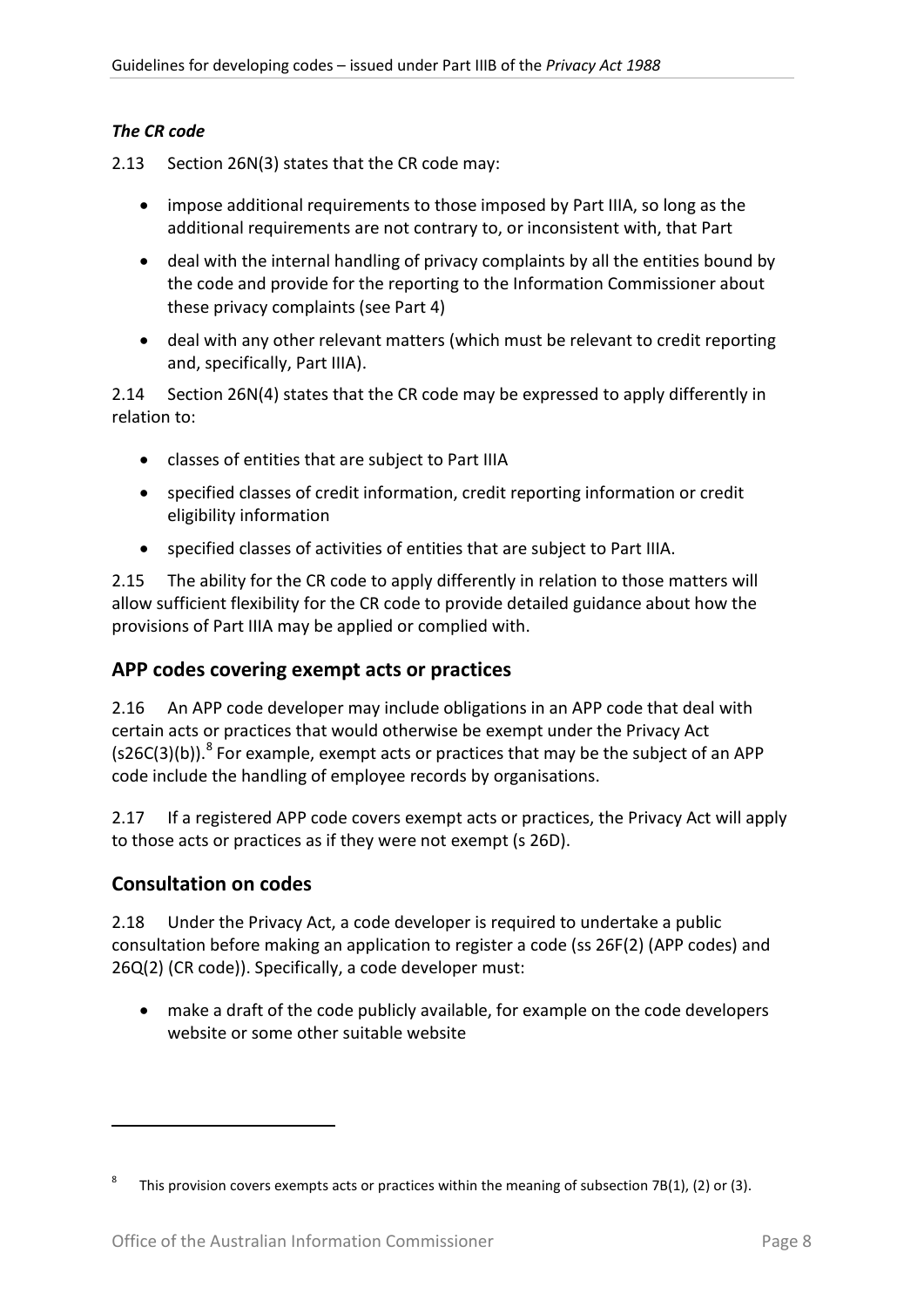### *The CR code*

2.13 Section 26N(3) states that the CR code may:

- impose additional requirements to those imposed by Part IIIA, so long as the additional requirements are not contrary to, or inconsistent with, that Part
- deal with the internal handling of privacy complaints by all the entities bound by the code and provide for the reporting to the Information Commissioner about these privacy complaints (see Part 4)
- deal with any other relevant matters (which must be relevant to credit reporting and, specifically, Part IIIA).

2.14 Section 26N(4) states that the CR code may be expressed to apply differently in relation to:

- classes of entities that are subject to Part IIIA
- specified classes of credit information, credit reporting information or credit eligibility information
- specified classes of activities of entities that are subject to Part IIIA.

2.15 The ability for the CR code to apply differently in relation to those matters will allow sufficient flexibility for the CR code to provide detailed guidance about how the provisions of Part IIIA may be applied or complied with.

## APP codes covering exempt acts or practices

2.16 An APP code developer may include obligations in an APP code that deal with certain acts or practices that would otherwise be exempt under the Privacy Act (s26C(3)(b)).[8] For example, exempt acts or practices that may be the subject of an APP code include the handling of employee records by organisations.

2.17 If a registered APP code covers exempt acts or practices, the Privacy Act will apply to those acts or practices as if they were not exempt (s 26D).

## Consultation on codes

2.18 Under the Privacy Act, a code developer is required to undertake a public consultation before making an application to register a code (ss 26F(2) (APP codes) and 26Q(2) (CR code)). Specifically, a code developer must:

- make a draft of the code publicly available, for example on the code developers website or some other suitable website

---

[8] This provision covers exempts acts or practices within the meaning of subsection 7B(1), (2) or (3).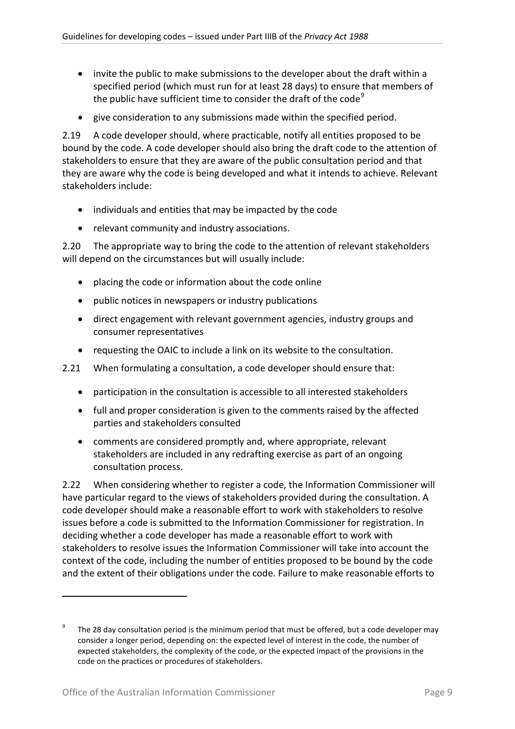- invite the public to make submissions to the developer about the draft within a specified period (which must run for at least 28 days) to ensure that members of the public have sufficient time to consider the draft of the code[9]
- give consideration to any submissions made within the specified period.

2.19 A code developer should, where practicable, notify all entities proposed to be bound by the code. A code developer should also bring the draft code to the attention of stakeholders to ensure that they are aware of the public consultation period and that they are aware why the code is being developed and what it intends to achieve. Relevant stakeholders include:

- individuals and entities that may be impacted by the code
- relevant community and industry associations.

2.20 The appropriate way to bring the code to the attention of relevant stakeholders will depend on the circumstances but will usually include:

- placing the code or information about the code online
- public notices in newspapers or industry publications
- direct engagement with relevant government agencies, industry groups and consumer representatives
- requesting the OAIC to include a link on its website to the consultation.

2.21 When formulating a consultation, a code developer should ensure that:

- participation in the consultation is accessible to all interested stakeholders
- full and proper consideration is given to the comments raised by the affected parties and stakeholders consulted
- comments are considered promptly and, where appropriate, relevant stakeholders are included in any redrafting exercise as part of an ongoing consultation process.

2.22 When considering whether to register a code, the Information Commissioner will have particular regard to the views of stakeholders provided during the consultation. A code developer should make a reasonable effort to work with stakeholders to resolve issues before a code is submitted to the Information Commissioner for registration. In deciding whether a code developer has made a reasonable effort to work with stakeholders to resolve issues the Information Commissioner will take into account the context of the code, including the number of entities proposed to be bound by the code and the extent of their obligations under the code. Failure to make reasonable efforts to

---

[9] The 28 day consultation period is the minimum period that must be offered, but a code developer may consider a longer period, depending on: the expected level of interest in the code, the number of expected stakeholders, the complexity of the code, or the expected impact of the provisions in the code on the practices or procedures of stakeholders.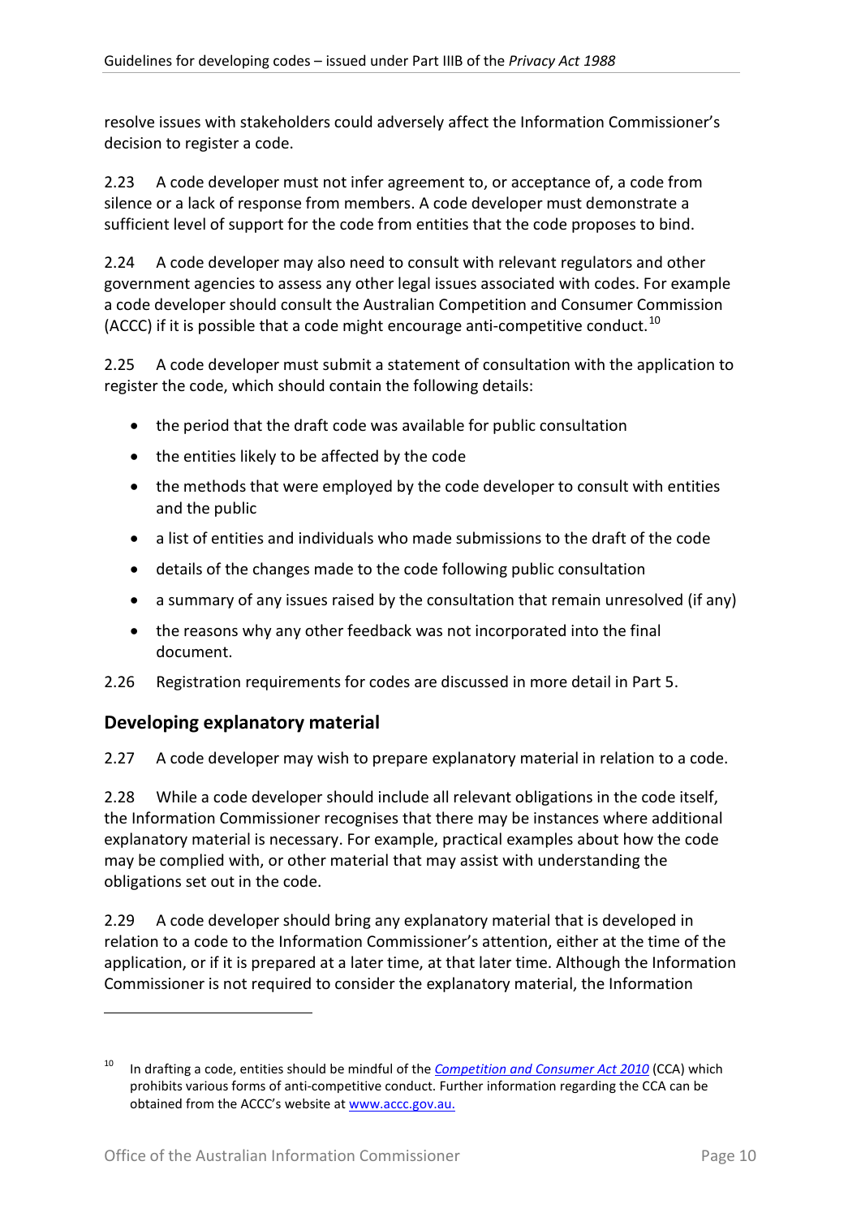resolve issues with stakeholders could adversely affect the Information Commissioner's decision to register a code.

2.23 A code developer must not infer agreement to, or acceptance of, a code from silence or a lack of response from members. A code developer must demonstrate a sufficient level of support for the code from entities that the code proposes to bind.

2.24 A code developer may also need to consult with relevant regulators and other government agencies to assess any other legal issues associated with codes. For example a code developer should consult the Australian Competition and Consumer Commission (ACCC) if it is possible that a code might encourage anti-competitive conduct.[10]

2.25 A code developer must submit a statement of consultation with the application to register the code, which should contain the following details:

- the period that the draft code was available for public consultation
- the entities likely to be affected by the code
- the methods that were employed by the code developer to consult with entities and the public
- a list of entities and individuals who made submissions to the draft of the code
- details of the changes made to the code following public consultation
- a summary of any issues raised by the consultation that remain unresolved (if any)
- the reasons why any other feedback was not incorporated into the final document.

2.26 Registration requirements for codes are discussed in more detail in Part 5.

## Developing explanatory material

2.27 A code developer may wish to prepare explanatory material in relation to a code.

2.28 While a code developer should include all relevant obligations in the code itself, the Information Commissioner recognises that there may be instances where additional explanatory material is necessary. For example, practical examples about how the code may be complied with, or other material that may assist with understanding the obligations set out in the code.

2.29 A code developer should bring any explanatory material that is developed in relation to a code to the Information Commissioner's attention, either at the time of the application, or if it is prepared at a later time, at that later time. Although the Information Commissioner is not required to consider the explanatory material, the Information

---

[10] In drafting a code, entities should be mindful of the *Competition and Consumer Act 2010* (CCA) which prohibits various forms of anti-competitive conduct. Further information regarding the CCA can be obtained from the ACCC's website at www.accc.gov.au.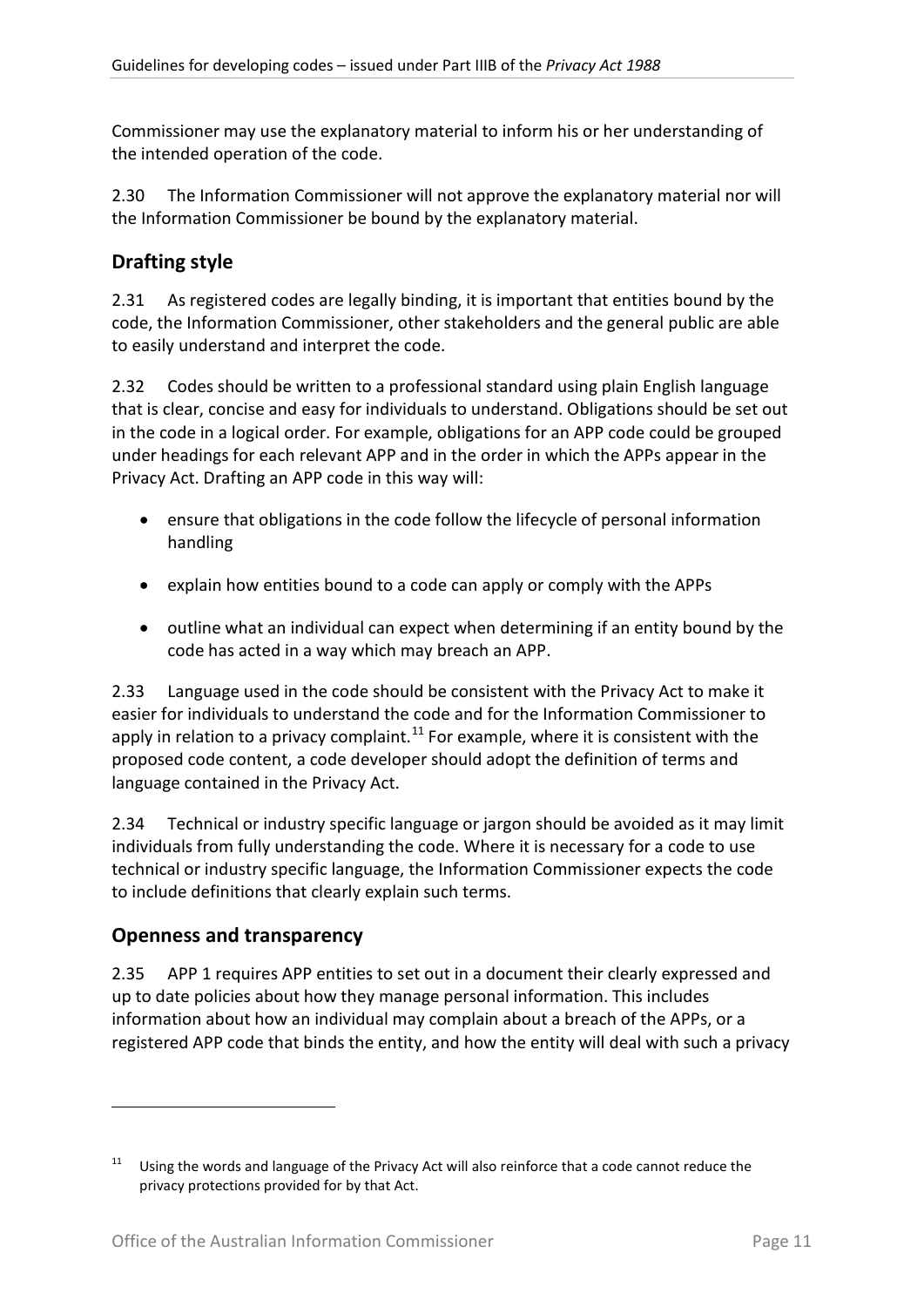Commissioner may use the explanatory material to inform his or her understanding of the intended operation of the code.

2.30 The Information Commissioner will not approve the explanatory material nor will the Information Commissioner be bound by the explanatory material.

## Drafting style

2.31 As registered codes are legally binding, it is important that entities bound by the code, the Information Commissioner, other stakeholders and the general public are able to easily understand and interpret the code.

2.32 Codes should be written to a professional standard using plain English language that is clear, concise and easy for individuals to understand. Obligations should be set out in the code in a logical order. For example, obligations for an APP code could be grouped under headings for each relevant APP and in the order in which the APPs appear in the Privacy Act. Drafting an APP code in this way will:

- ensure that obligations in the code follow the lifecycle of personal information handling
- explain how entities bound to a code can apply or comply with the APPs
- outline what an individual can expect when determining if an entity bound by the code has acted in a way which may breach an APP.

2.33 Language used in the code should be consistent with the Privacy Act to make it easier for individuals to understand the code and for the Information Commissioner to apply in relation to a privacy complaint.[11] For example, where it is consistent with the proposed code content, a code developer should adopt the definition of terms and language contained in the Privacy Act.

2.34 Technical or industry specific language or jargon should be avoided as it may limit individuals from fully understanding the code. Where it is necessary for a code to use technical or industry specific language, the Information Commissioner expects the code to include definitions that clearly explain such terms.

## Openness and transparency

2.35 APP 1 requires APP entities to set out in a document their clearly expressed and up to date policies about how they manage personal information. This includes information about how an individual may complain about a breach of the APPs, or a registered APP code that binds the entity, and how the entity will deal with such a privacy

---

[11] Using the words and language of the Privacy Act will also reinforce that a code cannot reduce the privacy protections provided for by that Act.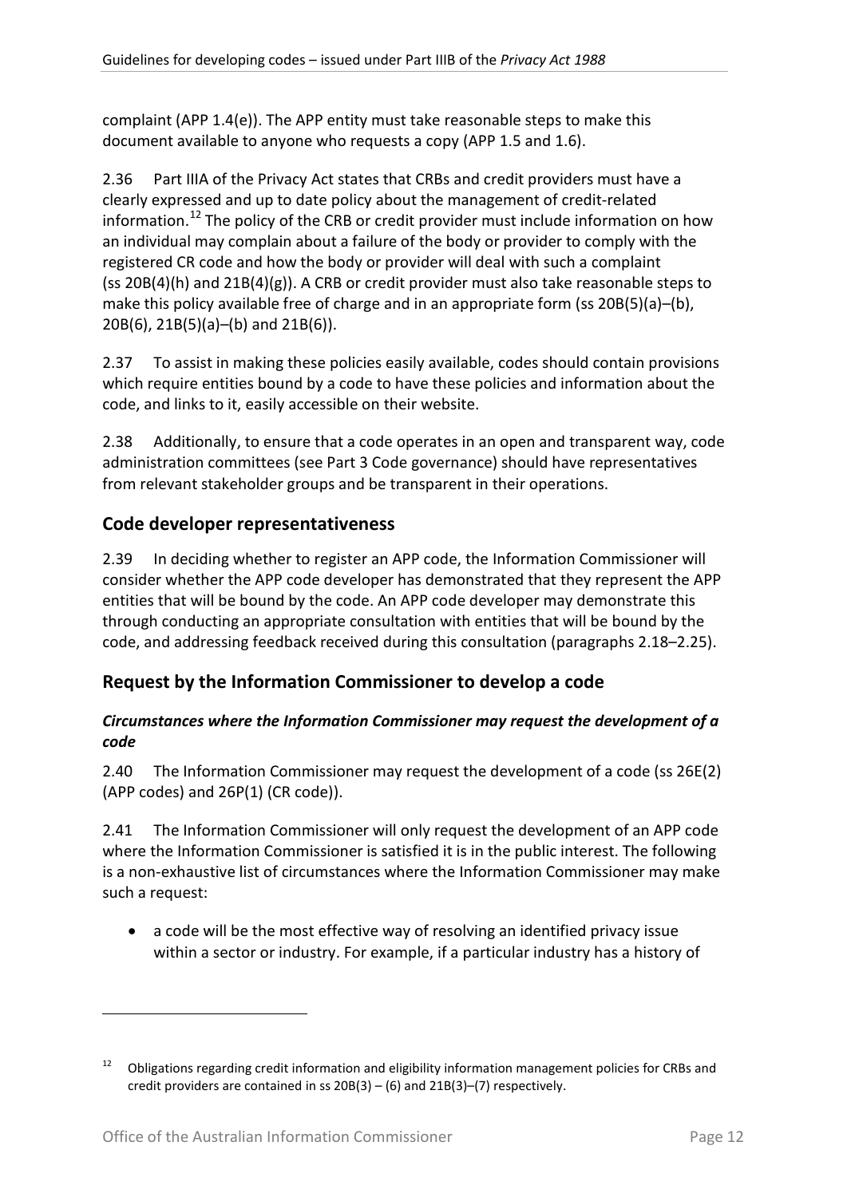complaint (APP 1.4(e)). The APP entity must take reasonable steps to make this document available to anyone who requests a copy (APP 1.5 and 1.6).

2.36 Part IIIA of the Privacy Act states that CRBs and credit providers must have a clearly expressed and up to date policy about the management of credit-related information.[12] The policy of the CRB or credit provider must include information on how an individual may complain about a failure of the body or provider to comply with the registered CR code and how the body or provider will deal with such a complaint (ss 20B(4)(h) and 21B(4)(g)). A CRB or credit provider must also take reasonable steps to make this policy available free of charge and in an appropriate form (ss 20B(5)(a)–(b), 20B(6), 21B(5)(a)–(b) and 21B(6)).

2.37 To assist in making these policies easily available, codes should contain provisions which require entities bound by a code to have these policies and information about the code, and links to it, easily accessible on their website.

2.38 Additionally, to ensure that a code operates in an open and transparent way, code administration committees (see Part 3 Code governance) should have representatives from relevant stakeholder groups and be transparent in their operations.

## Code developer representativeness

2.39 In deciding whether to register an APP code, the Information Commissioner will consider whether the APP code developer has demonstrated that they represent the APP entities that will be bound by the code. An APP code developer may demonstrate this through conducting an appropriate consultation with entities that will be bound by the code, and addressing feedback received during this consultation (paragraphs 2.18–2.25).

## Request by the Information Commissioner to develop a code

### *Circumstances where the Information Commissioner may request the development of a code*

2.40 The Information Commissioner may request the development of a code (ss 26E(2) (APP codes) and 26P(1) (CR code)).

2.41 The Information Commissioner will only request the development of an APP code where the Information Commissioner is satisfied it is in the public interest. The following is a non-exhaustive list of circumstances where the Information Commissioner may make such a request:

- a code will be the most effective way of resolving an identified privacy issue within a sector or industry. For example, if a particular industry has a history of

[12] Obligations regarding credit information and eligibility information management policies for CRBs and credit providers are contained in ss 20B(3) – (6) and 21B(3)–(7) respectively.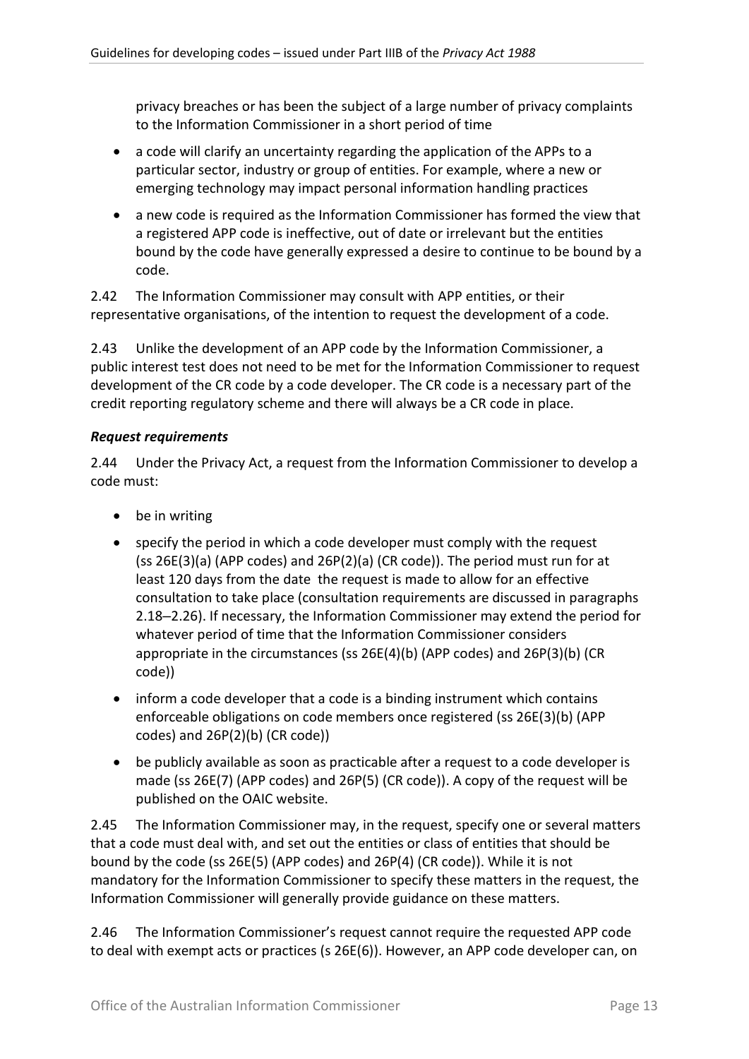privacy breaches or has been the subject of a large number of privacy complaints to the Information Commissioner in a short period of time

- a code will clarify an uncertainty regarding the application of the APPs to a particular sector, industry or group of entities. For example, where a new or emerging technology may impact personal information handling practices
- a new code is required as the Information Commissioner has formed the view that a registered APP code is ineffective, out of date or irrelevant but the entities bound by the code have generally expressed a desire to continue to be bound by a code.

2.42 The Information Commissioner may consult with APP entities, or their representative organisations, of the intention to request the development of a code.

2.43 Unlike the development of an APP code by the Information Commissioner, a public interest test does not need to be met for the Information Commissioner to request development of the CR code by a code developer. The CR code is a necessary part of the credit reporting regulatory scheme and there will always be a CR code in place.

### *Request requirements*

2.44 Under the Privacy Act, a request from the Information Commissioner to develop a code must:

- be in writing
- specify the period in which a code developer must comply with the request (ss 26E(3)(a) (APP codes) and 26P(2)(a) (CR code)). The period must run for at least 120 days from the date the request is made to allow for an effective consultation to take place (consultation requirements are discussed in paragraphs 2.18–2.26). If necessary, the Information Commissioner may extend the period for whatever period of time that the Information Commissioner considers appropriate in the circumstances (ss 26E(4)(b) (APP codes) and 26P(3)(b) (CR code))
- inform a code developer that a code is a binding instrument which contains enforceable obligations on code members once registered (ss 26E(3)(b) (APP codes) and 26P(2)(b) (CR code))
- be publicly available as soon as practicable after a request to a code developer is made (ss 26E(7) (APP codes) and 26P(5) (CR code)). A copy of the request will be published on the OAIC website.

2.45 The Information Commissioner may, in the request, specify one or several matters that a code must deal with, and set out the entities or class of entities that should be bound by the code (ss 26E(5) (APP codes) and 26P(4) (CR code)). While it is not mandatory for the Information Commissioner to specify these matters in the request, the Information Commissioner will generally provide guidance on these matters.

2.46 The Information Commissioner's request cannot require the requested APP code to deal with exempt acts or practices (s 26E(6)). However, an APP code developer can, on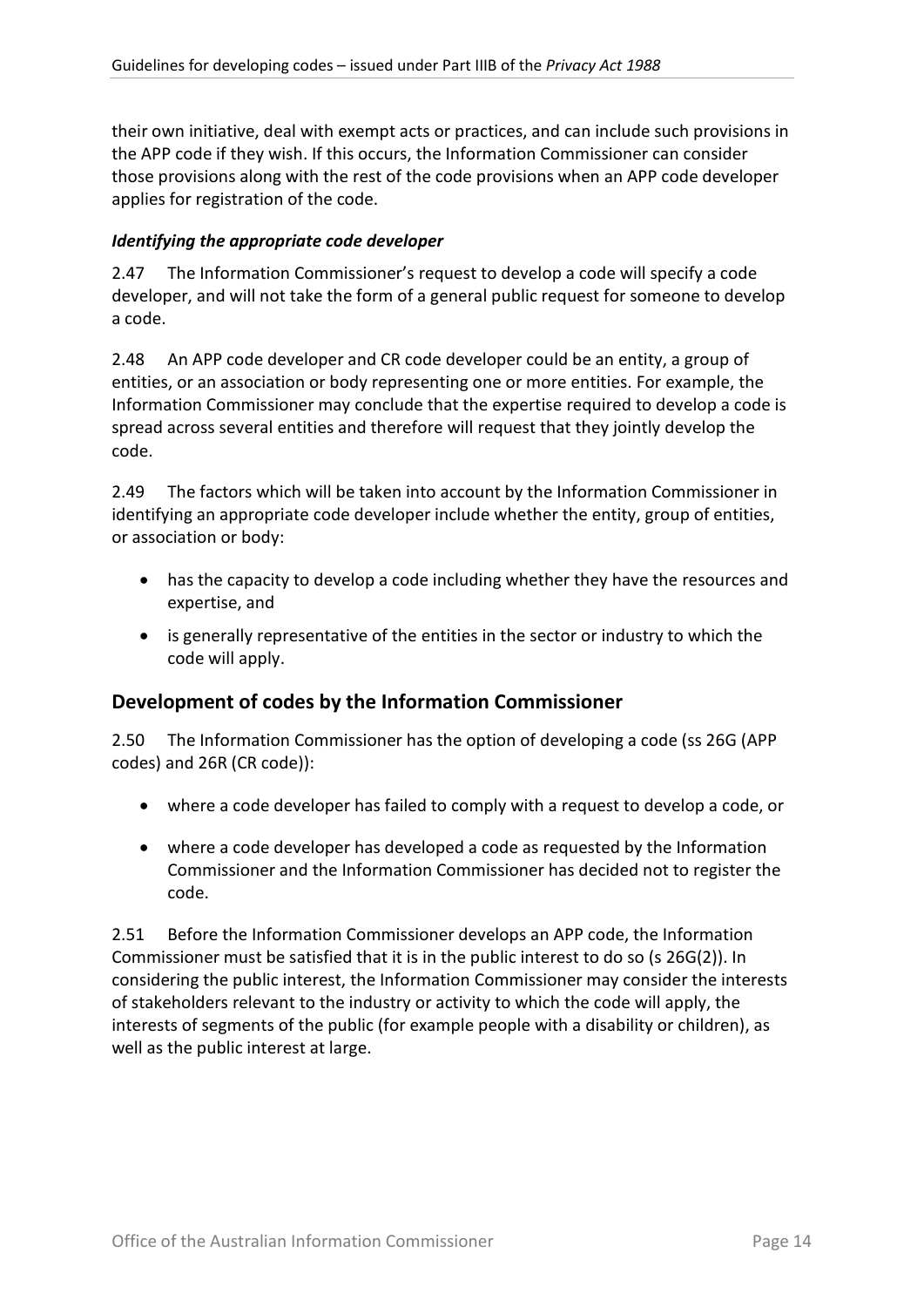their own initiative, deal with exempt acts or practices, and can include such provisions in the APP code if they wish. If this occurs, the Information Commissioner can consider those provisions along with the rest of the code provisions when an APP code developer applies for registration of the code.

### *Identifying the appropriate code developer*

2.47 The Information Commissioner's request to develop a code will specify a code developer, and will not take the form of a general public request for someone to develop a code.

2.48 An APP code developer and CR code developer could be an entity, a group of entities, or an association or body representing one or more entities. For example, the Information Commissioner may conclude that the expertise required to develop a code is spread across several entities and therefore will request that they jointly develop the code.

2.49 The factors which will be taken into account by the Information Commissioner in identifying an appropriate code developer include whether the entity, group of entities, or association or body:

- has the capacity to develop a code including whether they have the resources and expertise, and
- is generally representative of the entities in the sector or industry to which the code will apply.

## Development of codes by the Information Commissioner

2.50 The Information Commissioner has the option of developing a code (ss 26G (APP codes) and 26R (CR code)):

- where a code developer has failed to comply with a request to develop a code, or
- where a code developer has developed a code as requested by the Information Commissioner and the Information Commissioner has decided not to register the code.

2.51 Before the Information Commissioner develops an APP code, the Information Commissioner must be satisfied that it is in the public interest to do so (s 26G(2)). In considering the public interest, the Information Commissioner may consider the interests of stakeholders relevant to the industry or activity to which the code will apply, the interests of segments of the public (for example people with a disability or children), as well as the public interest at large.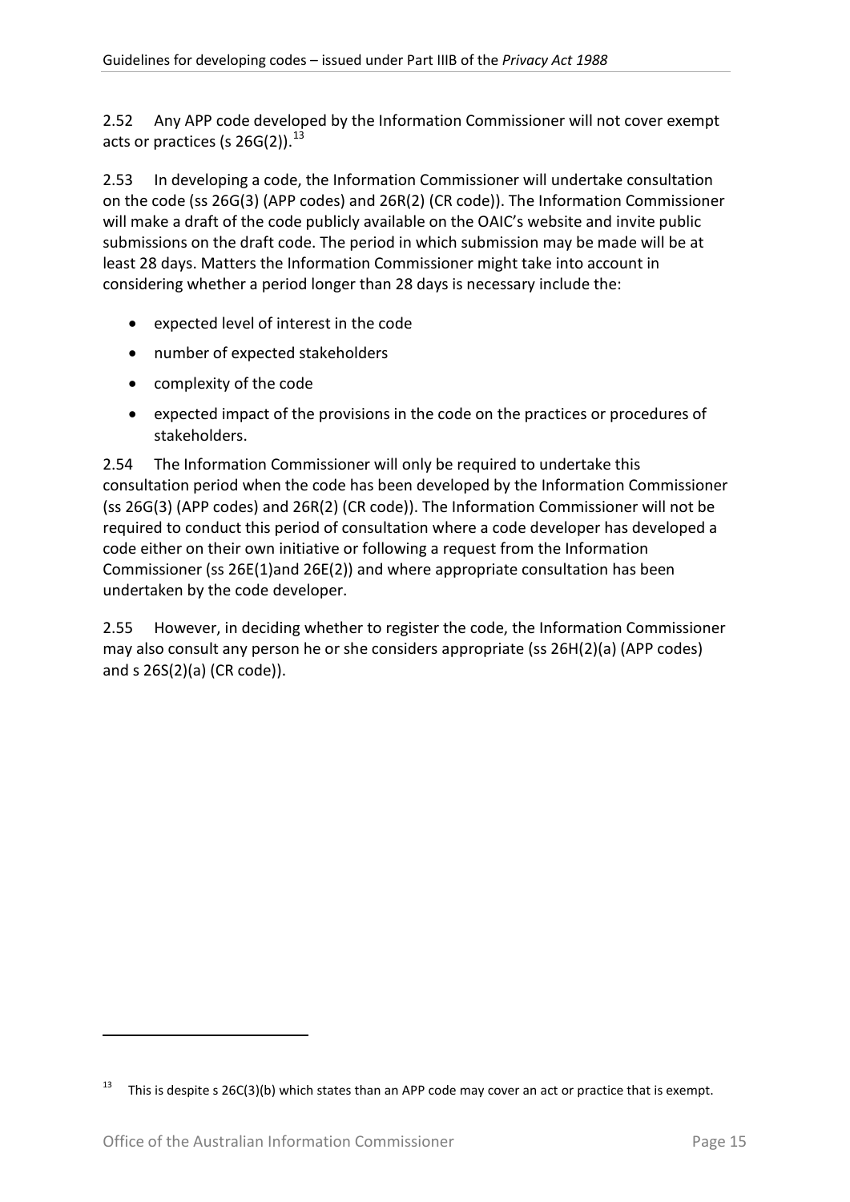2.52 Any APP code developed by the Information Commissioner will not cover exempt acts or practices (s 26G(2)).[13]

2.53 In developing a code, the Information Commissioner will undertake consultation on the code (ss 26G(3) (APP codes) and 26R(2) (CR code)). The Information Commissioner will make a draft of the code publicly available on the OAIC's website and invite public submissions on the draft code. The period in which submission may be made will be at least 28 days. Matters the Information Commissioner might take into account in considering whether a period longer than 28 days is necessary include the:

- expected level of interest in the code
- number of expected stakeholders
- complexity of the code
- expected impact of the provisions in the code on the practices or procedures of stakeholders.

2.54 The Information Commissioner will only be required to undertake this consultation period when the code has been developed by the Information Commissioner (ss 26G(3) (APP codes) and 26R(2) (CR code)). The Information Commissioner will not be required to conduct this period of consultation where a code developer has developed a code either on their own initiative or following a request from the Information Commissioner (ss 26E(1)and 26E(2)) and where appropriate consultation has been undertaken by the code developer.

2.55 However, in deciding whether to register the code, the Information Commissioner may also consult any person he or she considers appropriate (ss 26H(2)(a) (APP codes) and s 26S(2)(a) (CR code)).

[13] This is despite s 26C(3)(b) which states than an APP code may cover an act or practice that is exempt.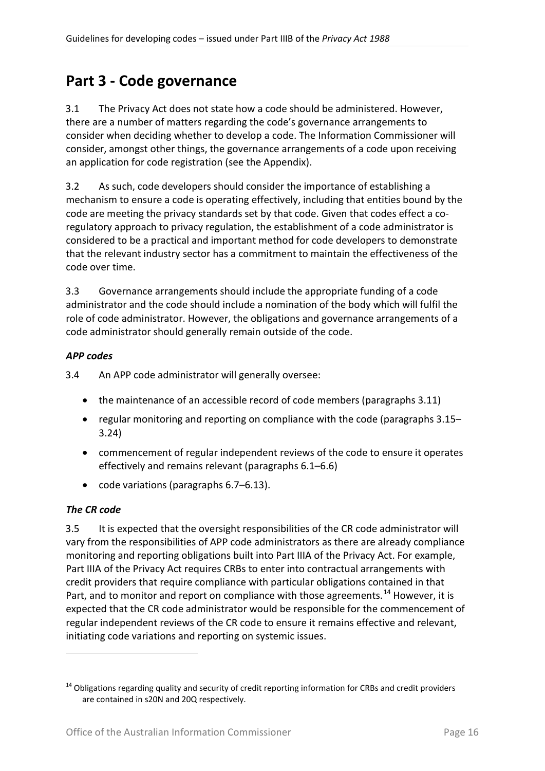# Part 3 - Code governance

3.1 The Privacy Act does not state how a code should be administered. However, there are a number of matters regarding the code's governance arrangements to consider when deciding whether to develop a code. The Information Commissioner will consider, amongst other things, the governance arrangements of a code upon receiving an application for code registration (see the Appendix).

3.2 As such, code developers should consider the importance of establishing a mechanism to ensure a code is operating effectively, including that entities bound by the code are meeting the privacy standards set by that code. Given that codes effect a co-regulatory approach to privacy regulation, the establishment of a code administrator is considered to be a practical and important method for code developers to demonstrate that the relevant industry sector has a commitment to maintain the effectiveness of the code over time.

3.3 Governance arrangements should include the appropriate funding of a code administrator and the code should include a nomination of the body which will fulfil the role of code administrator. However, the obligations and governance arrangements of a code administrator should generally remain outside of the code.

### *APP codes*

3.4 An APP code administrator will generally oversee:

- the maintenance of an accessible record of code members (paragraphs 3.11)
- regular monitoring and reporting on compliance with the code (paragraphs 3.15–3.24)
- commencement of regular independent reviews of the code to ensure it operates effectively and remains relevant (paragraphs 6.1–6.6)
- code variations (paragraphs 6.7–6.13).

### *The CR code*

3.5 It is expected that the oversight responsibilities of the CR code administrator will vary from the responsibilities of APP code administrators as there are already compliance monitoring and reporting obligations built into Part IIIA of the Privacy Act. For example, Part IIIA of the Privacy Act requires CRBs to enter into contractual arrangements with credit providers that require compliance with particular obligations contained in that Part, and to monitor and report on compliance with those agreements.[14] However, it is expected that the CR code administrator would be responsible for the commencement of regular independent reviews of the CR code to ensure it remains effective and relevant, initiating code variations and reporting on systemic issues.

[14] Obligations regarding quality and security of credit reporting information for CRBs and credit providers are contained in s20N and 20Q respectively.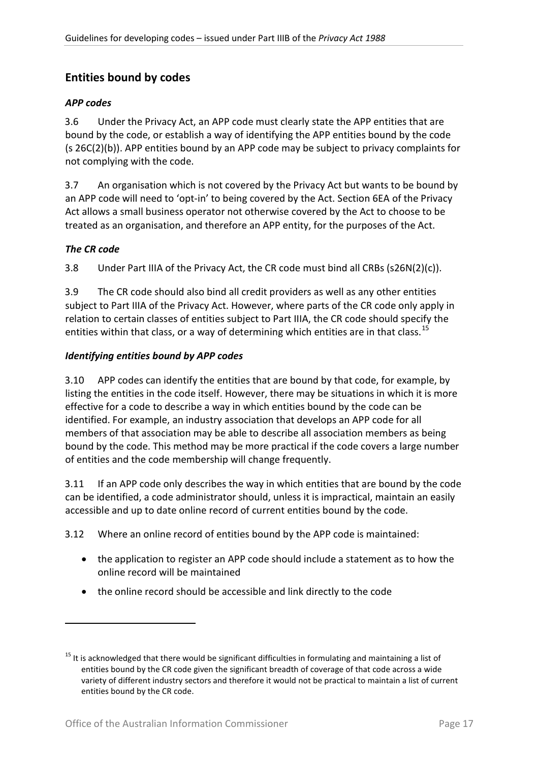## Entities bound by codes

### *APP codes*

3.6 Under the Privacy Act, an APP code must clearly state the APP entities that are bound by the code, or establish a way of identifying the APP entities bound by the code (s 26C(2)(b)). APP entities bound by an APP code may be subject to privacy complaints for not complying with the code.

3.7 An organisation which is not covered by the Privacy Act but wants to be bound by an APP code will need to 'opt-in' to being covered by the Act. Section 6EA of the Privacy Act allows a small business operator not otherwise covered by the Act to choose to be treated as an organisation, and therefore an APP entity, for the purposes of the Act.

### *The CR code*

3.8 Under Part IIIA of the Privacy Act, the CR code must bind all CRBs (s26N(2)(c)).

3.9 The CR code should also bind all credit providers as well as any other entities subject to Part IIIA of the Privacy Act. However, where parts of the CR code only apply in relation to certain classes of entities subject to Part IIIA, the CR code should specify the entities within that class, or a way of determining which entities are in that class.[15]

### *Identifying entities bound by APP codes*

3.10 APP codes can identify the entities that are bound by that code, for example, by listing the entities in the code itself. However, there may be situations in which it is more effective for a code to describe a way in which entities bound by the code can be identified. For example, an industry association that develops an APP code for all members of that association may be able to describe all association members as being bound by the code. This method may be more practical if the code covers a large number of entities and the code membership will change frequently.

3.11 If an APP code only describes the way in which entities that are bound by the code can be identified, a code administrator should, unless it is impractical, maintain an easily accessible and up to date online record of current entities bound by the code.

3.12 Where an online record of entities bound by the APP code is maintained:

- the application to register an APP code should include a statement as to how the online record will be maintained
- the online record should be accessible and link directly to the code

---

[15] It is acknowledged that there would be significant difficulties in formulating and maintaining a list of entities bound by the CR code given the significant breadth of coverage of that code across a wide variety of different industry sectors and therefore it would not be practical to maintain a list of current entities bound by the CR code.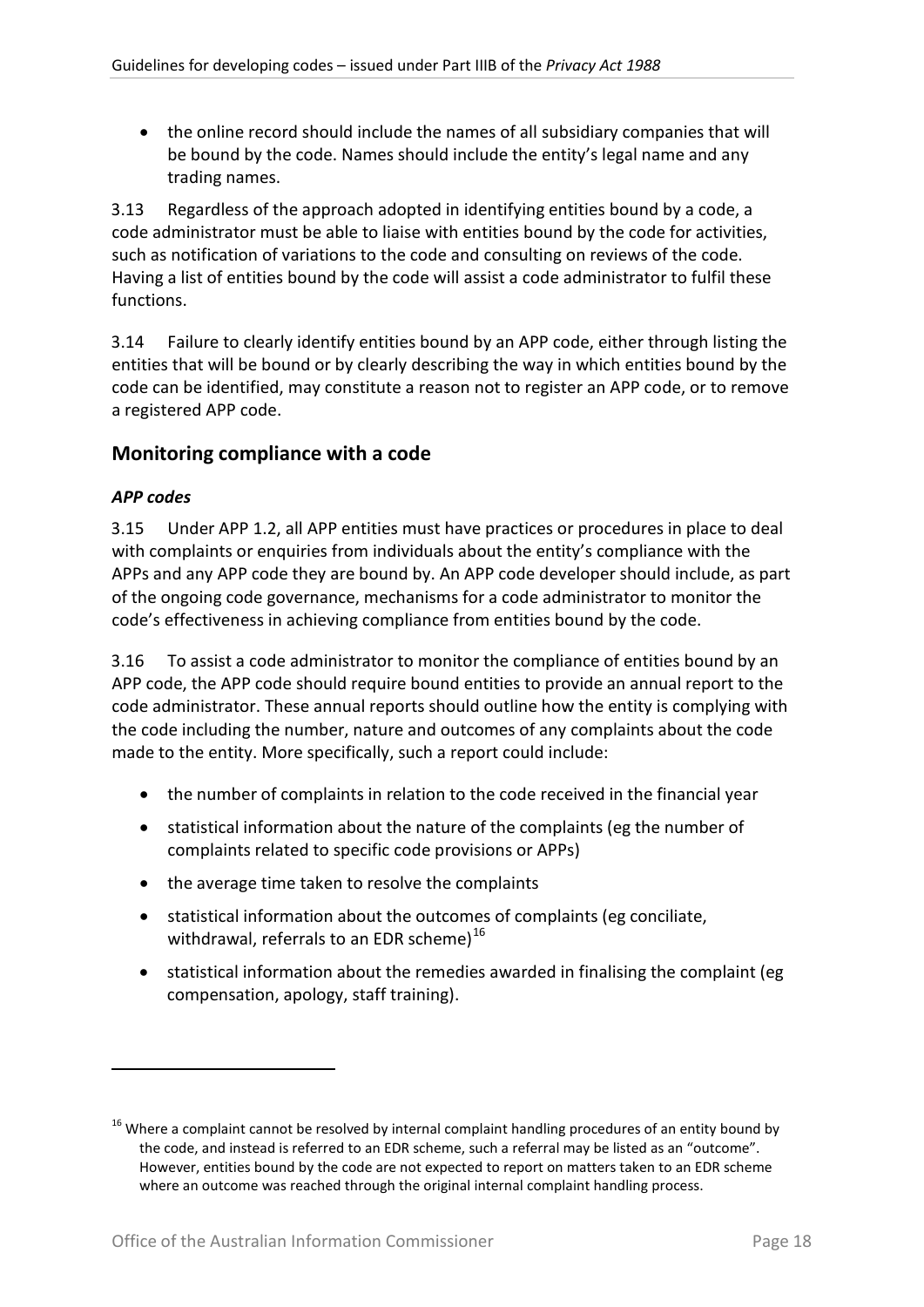- the online record should include the names of all subsidiary companies that will be bound by the code. Names should include the entity's legal name and any trading names.

3.13 Regardless of the approach adopted in identifying entities bound by a code, a code administrator must be able to liaise with entities bound by the code for activities, such as notification of variations to the code and consulting on reviews of the code. Having a list of entities bound by the code will assist a code administrator to fulfil these functions.

3.14 Failure to clearly identify entities bound by an APP code, either through listing the entities that will be bound or by clearly describing the way in which entities bound by the code can be identified, may constitute a reason not to register an APP code, or to remove a registered APP code.

## Monitoring compliance with a code

### *APP codes*

3.15 Under APP 1.2, all APP entities must have practices or procedures in place to deal with complaints or enquiries from individuals about the entity's compliance with the APPs and any APP code they are bound by. An APP code developer should include, as part of the ongoing code governance, mechanisms for a code administrator to monitor the code's effectiveness in achieving compliance from entities bound by the code.

3.16 To assist a code administrator to monitor the compliance of entities bound by an APP code, the APP code should require bound entities to provide an annual report to the code administrator. These annual reports should outline how the entity is complying with the code including the number, nature and outcomes of any complaints about the code made to the entity. More specifically, such a report could include:

- the number of complaints in relation to the code received in the financial year
- statistical information about the nature of the complaints (eg the number of complaints related to specific code provisions or APPs)
- the average time taken to resolve the complaints
- statistical information about the outcomes of complaints (eg conciliate, withdrawal, referrals to an EDR scheme)[16]
- statistical information about the remedies awarded in finalising the complaint (eg compensation, apology, staff training).

[16] Where a complaint cannot be resolved by internal complaint handling procedures of an entity bound by the code, and instead is referred to an EDR scheme, such a referral may be listed as an "outcome". However, entities bound by the code are not expected to report on matters taken to an EDR scheme where an outcome was reached through the original internal complaint handling process.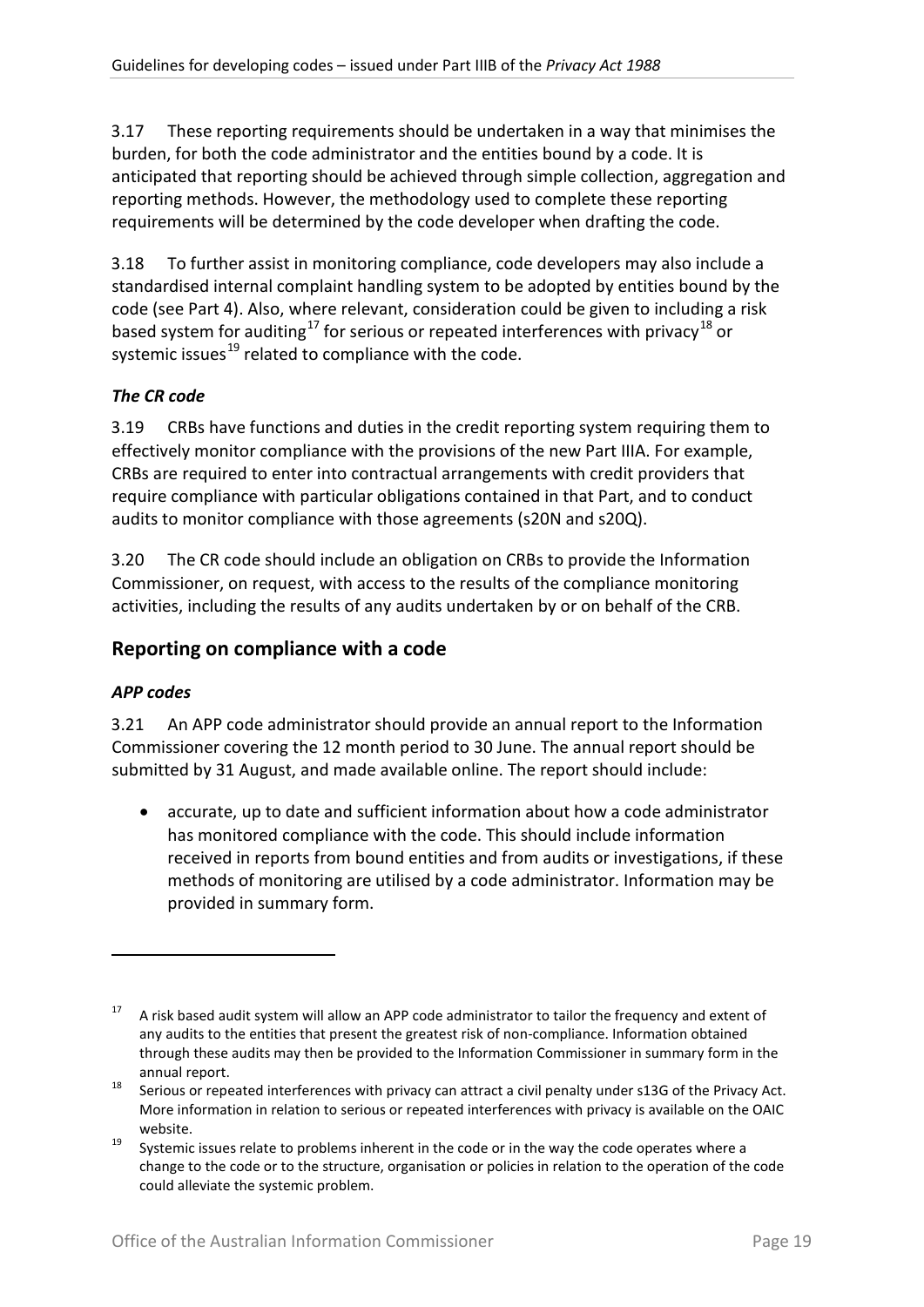3.17 These reporting requirements should be undertaken in a way that minimises the burden, for both the code administrator and the entities bound by a code. It is anticipated that reporting should be achieved through simple collection, aggregation and reporting methods. However, the methodology used to complete these reporting requirements will be determined by the code developer when drafting the code.

3.18 To further assist in monitoring compliance, code developers may also include a standardised internal complaint handling system to be adopted by entities bound by the code (see Part 4). Also, where relevant, consideration could be given to including a risk based system for auditing[17] for serious or repeated interferences with privacy[18] or systemic issues[19] related to compliance with the code.

### *The CR code*

3.19 CRBs have functions and duties in the credit reporting system requiring them to effectively monitor compliance with the provisions of the new Part IIIA. For example, CRBs are required to enter into contractual arrangements with credit providers that require compliance with particular obligations contained in that Part, and to conduct audits to monitor compliance with those agreements (s20N and s20Q).

3.20 The CR code should include an obligation on CRBs to provide the Information Commissioner, on request, with access to the results of the compliance monitoring activities, including the results of any audits undertaken by or on behalf of the CRB.

## Reporting on compliance with a code

### *APP codes*

3.21 An APP code administrator should provide an annual report to the Information Commissioner covering the 12 month period to 30 June. The annual report should be submitted by 31 August, and made available online. The report should include:

- accurate, up to date and sufficient information about how a code administrator has monitored compliance with the code. This should include information received in reports from bound entities and from audits or investigations, if these methods of monitoring are utilised by a code administrator. Information may be provided in summary form.

---

[17] A risk based audit system will allow an APP code administrator to tailor the frequency and extent of any audits to the entities that present the greatest risk of non-compliance. Information obtained through these audits may then be provided to the Information Commissioner in summary form in the annual report.

[18] Serious or repeated interferences with privacy can attract a civil penalty under s13G of the Privacy Act. More information in relation to serious or repeated interferences with privacy is available on the OAIC website.

[19] Systemic issues relate to problems inherent in the code or in the way the code operates where a change to the code or to the structure, organisation or policies in relation to the operation of the code could alleviate the systemic problem.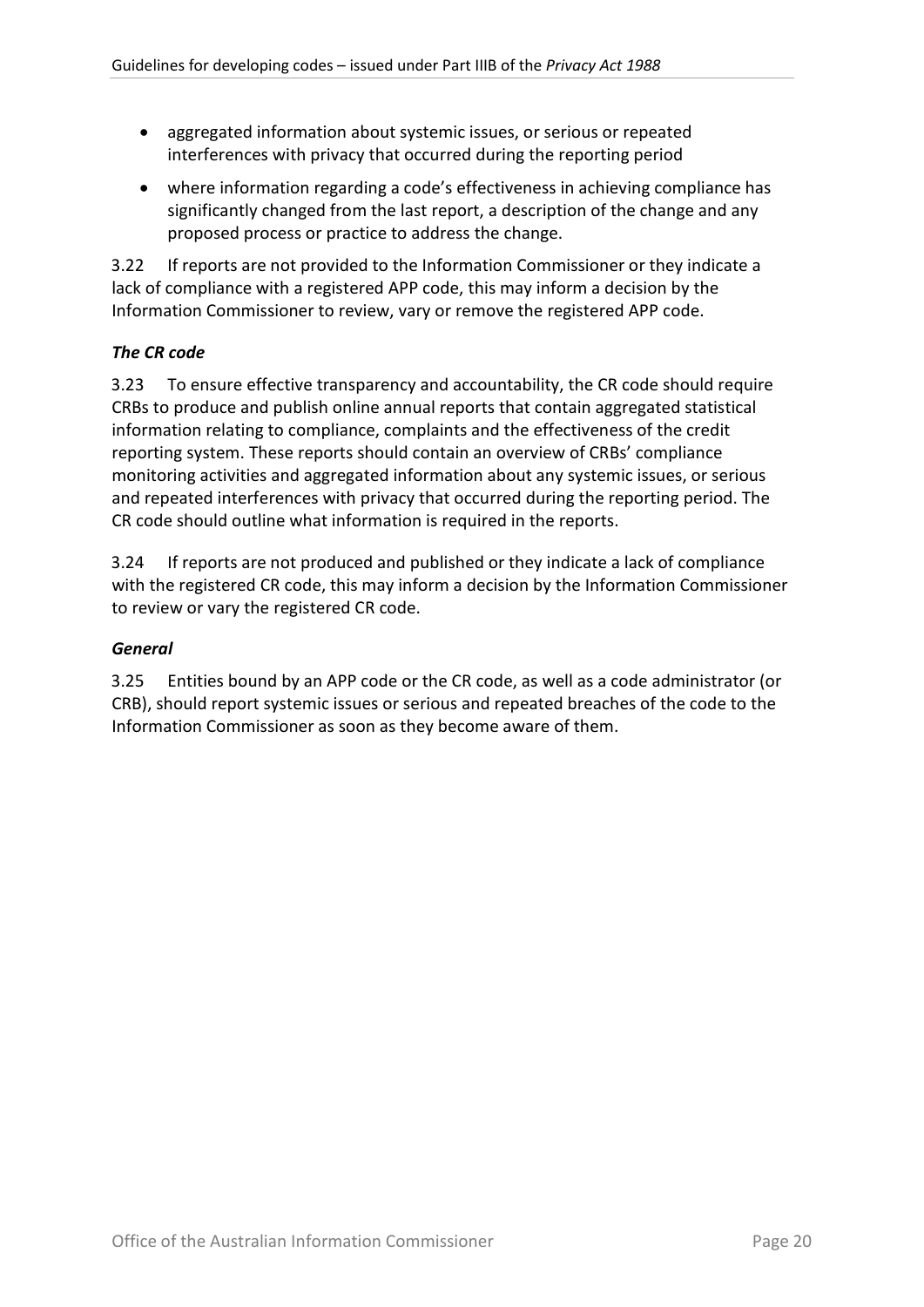- aggregated information about systemic issues, or serious or repeated interferences with privacy that occurred during the reporting period
- where information regarding a code's effectiveness in achieving compliance has significantly changed from the last report, a description of the change and any proposed process or practice to address the change.

3.22 If reports are not provided to the Information Commissioner or they indicate a lack of compliance with a registered APP code, this may inform a decision by the Information Commissioner to review, vary or remove the registered APP code.

### *The CR code*

3.23 To ensure effective transparency and accountability, the CR code should require CRBs to produce and publish online annual reports that contain aggregated statistical information relating to compliance, complaints and the effectiveness of the credit reporting system. These reports should contain an overview of CRBs' compliance monitoring activities and aggregated information about any systemic issues, or serious and repeated interferences with privacy that occurred during the reporting period. The CR code should outline what information is required in the reports.

3.24 If reports are not produced and published or they indicate a lack of compliance with the registered CR code, this may inform a decision by the Information Commissioner to review or vary the registered CR code.

### *General*

3.25 Entities bound by an APP code or the CR code, as well as a code administrator (or CRB), should report systemic issues or serious and repeated breaches of the code to the Information Commissioner as soon as they become aware of them.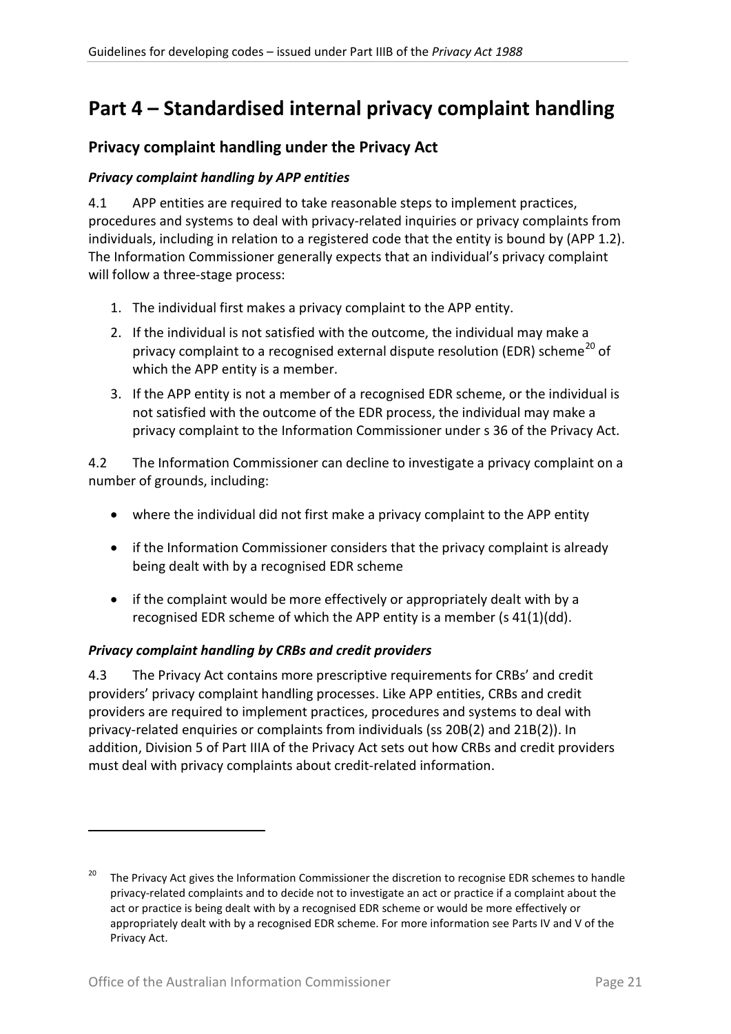# Part 4 – Standardised internal privacy complaint handling

## Privacy complaint handling under the Privacy Act

### *Privacy complaint handling by APP entities*

4.1 APP entities are required to take reasonable steps to implement practices, procedures and systems to deal with privacy-related inquiries or privacy complaints from individuals, including in relation to a registered code that the entity is bound by (APP 1.2). The Information Commissioner generally expects that an individual's privacy complaint will follow a three-stage process:

1. The individual first makes a privacy complaint to the APP entity.
2. If the individual is not satisfied with the outcome, the individual may make a privacy complaint to a recognised external dispute resolution (EDR) scheme[20] of which the APP entity is a member.
3. If the APP entity is not a member of a recognised EDR scheme, or the individual is not satisfied with the outcome of the EDR process, the individual may make a privacy complaint to the Information Commissioner under s 36 of the Privacy Act.

4.2 The Information Commissioner can decline to investigate a privacy complaint on a number of grounds, including:

- where the individual did not first make a privacy complaint to the APP entity
- if the Information Commissioner considers that the privacy complaint is already being dealt with by a recognised EDR scheme
- if the complaint would be more effectively or appropriately dealt with by a recognised EDR scheme of which the APP entity is a member (s 41(1)(dd).

### *Privacy complaint handling by CRBs and credit providers*

4.3 The Privacy Act contains more prescriptive requirements for CRBs' and credit providers' privacy complaint handling processes. Like APP entities, CRBs and credit providers are required to implement practices, procedures and systems to deal with privacy-related enquiries or complaints from individuals (ss 20B(2) and 21B(2)). In addition, Division 5 of Part IIIA of the Privacy Act sets out how CRBs and credit providers must deal with privacy complaints about credit-related information.

---

[20] The Privacy Act gives the Information Commissioner the discretion to recognise EDR schemes to handle privacy-related complaints and to decide not to investigate an act or practice if a complaint about the act or practice is being dealt with by a recognised EDR scheme or would be more effectively or appropriately dealt with by a recognised EDR scheme. For more information see Parts IV and V of the Privacy Act.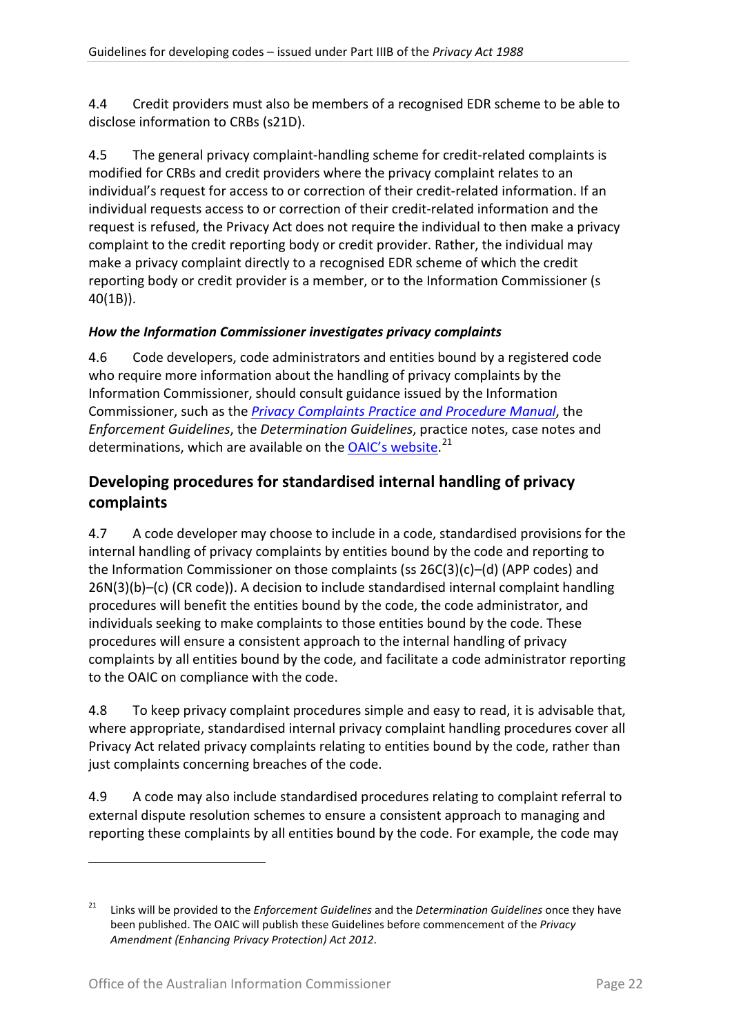4.4 Credit providers must also be members of a recognised EDR scheme to be able to disclose information to CRBs (s21D).

4.5 The general privacy complaint-handling scheme for credit-related complaints is modified for CRBs and credit providers where the privacy complaint relates to an individual's request for access to or correction of their credit-related information. If an individual requests access to or correction of their credit-related information and the request is refused, the Privacy Act does not require the individual to then make a privacy complaint to the credit reporting body or credit provider. Rather, the individual may make a privacy complaint directly to a recognised EDR scheme of which the credit reporting body or credit provider is a member, or to the Information Commissioner (s 40(1B)).

***How the Information Commissioner investigates privacy complaints***

4.6 Code developers, code administrators and entities bound by a registered code who require more information about the handling of privacy complaints by the Information Commissioner, should consult guidance issued by the Information Commissioner, such as the *Privacy Complaints Practice and Procedure Manual*, the *Enforcement Guidelines*, the *Determination Guidelines*, practice notes, case notes and determinations, which are available on the OAIC's website.[21]

## Developing procedures for standardised internal handling of privacy complaints

4.7 A code developer may choose to include in a code, standardised provisions for the internal handling of privacy complaints by entities bound by the code and reporting to the Information Commissioner on those complaints (ss 26C(3)(c)–(d) (APP codes) and 26N(3)(b)–(c) (CR code)). A decision to include standardised internal complaint handling procedures will benefit the entities bound by the code, the code administrator, and individuals seeking to make complaints to those entities bound by the code. These procedures will ensure a consistent approach to the internal handling of privacy complaints by all entities bound by the code, and facilitate a code administrator reporting to the OAIC on compliance with the code.

4.8 To keep privacy complaint procedures simple and easy to read, it is advisable that, where appropriate, standardised internal privacy complaint handling procedures cover all Privacy Act related privacy complaints relating to entities bound by the code, rather than just complaints concerning breaches of the code.

4.9 A code may also include standardised procedures relating to complaint referral to external dispute resolution schemes to ensure a consistent approach to managing and reporting these complaints by all entities bound by the code. For example, the code may

---

[21] Links will be provided to the *Enforcement Guidelines* and the *Determination Guidelines* once they have been published. The OAIC will publish these Guidelines before commencement of the *Privacy Amendment (Enhancing Privacy Protection) Act 2012*.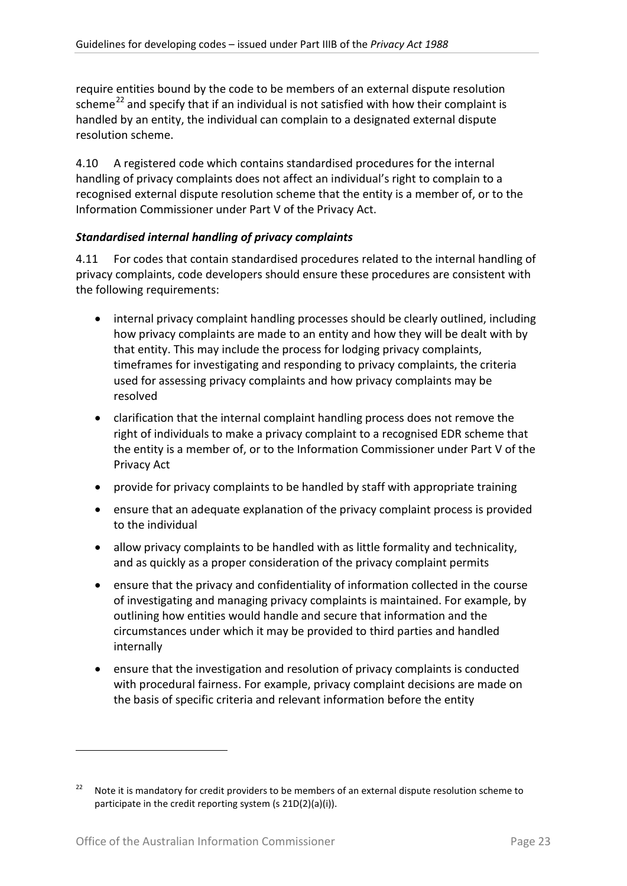require entities bound by the code to be members of an external dispute resolution scheme[22] and specify that if an individual is not satisfied with how their complaint is handled by an entity, the individual can complain to a designated external dispute resolution scheme.

4.10 A registered code which contains standardised procedures for the internal handling of privacy complaints does not affect an individual's right to complain to a recognised external dispute resolution scheme that the entity is a member of, or to the Information Commissioner under Part V of the Privacy Act.

### *Standardised internal handling of privacy complaints*

4.11 For codes that contain standardised procedures related to the internal handling of privacy complaints, code developers should ensure these procedures are consistent with the following requirements:

- internal privacy complaint handling processes should be clearly outlined, including how privacy complaints are made to an entity and how they will be dealt with by that entity. This may include the process for lodging privacy complaints, timeframes for investigating and responding to privacy complaints, the criteria used for assessing privacy complaints and how privacy complaints may be resolved
- clarification that the internal complaint handling process does not remove the right of individuals to make a privacy complaint to a recognised EDR scheme that the entity is a member of, or to the Information Commissioner under Part V of the Privacy Act
- provide for privacy complaints to be handled by staff with appropriate training
- ensure that an adequate explanation of the privacy complaint process is provided to the individual
- allow privacy complaints to be handled with as little formality and technicality, and as quickly as a proper consideration of the privacy complaint permits
- ensure that the privacy and confidentiality of information collected in the course of investigating and managing privacy complaints is maintained. For example, by outlining how entities would handle and secure that information and the circumstances under which it may be provided to third parties and handled internally
- ensure that the investigation and resolution of privacy complaints is conducted with procedural fairness. For example, privacy complaint decisions are made on the basis of specific criteria and relevant information before the entity

---

[22] Note it is mandatory for credit providers to be members of an external dispute resolution scheme to participate in the credit reporting system (s 21D(2)(a)(i)).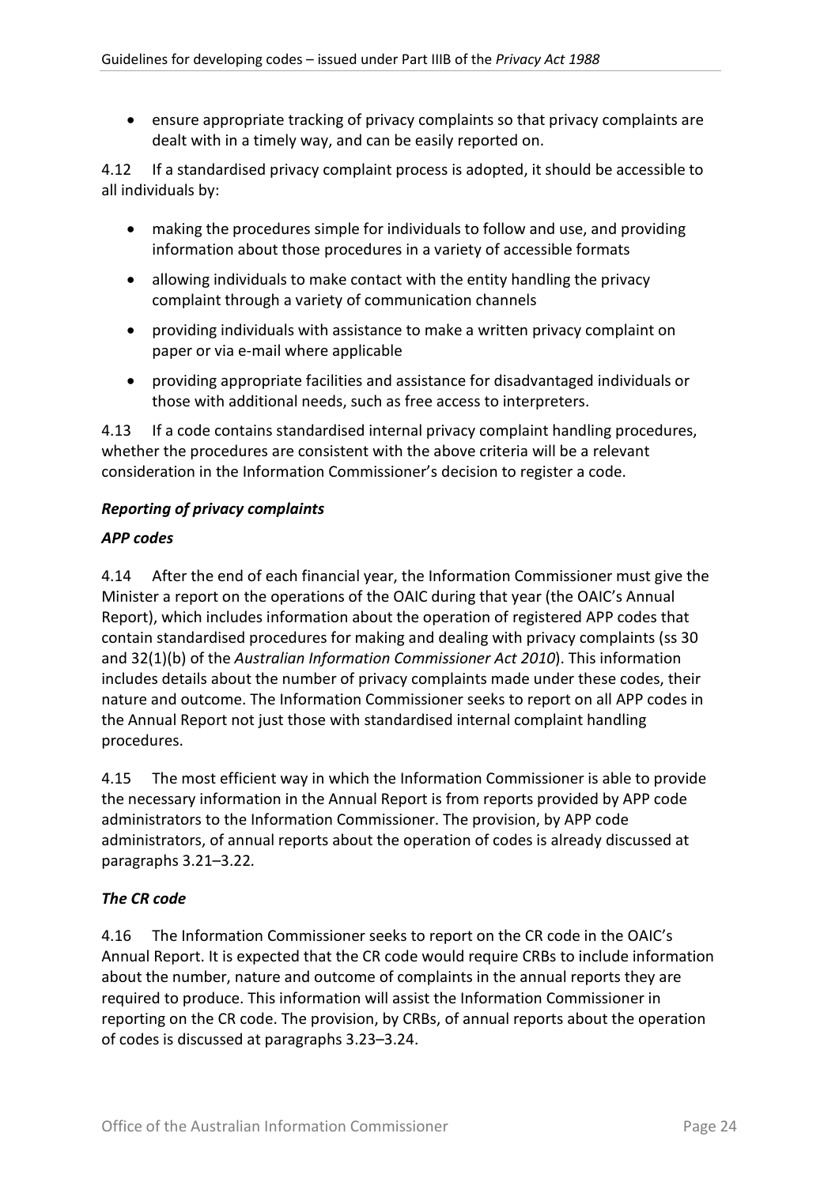- ensure appropriate tracking of privacy complaints so that privacy complaints are dealt with in a timely way, and can be easily reported on.

4.12 If a standardised privacy complaint process is adopted, it should be accessible to all individuals by:

- making the procedures simple for individuals to follow and use, and providing information about those procedures in a variety of accessible formats
- allowing individuals to make contact with the entity handling the privacy complaint through a variety of communication channels
- providing individuals with assistance to make a written privacy complaint on paper or via e-mail where applicable
- providing appropriate facilities and assistance for disadvantaged individuals or those with additional needs, such as free access to interpreters.

4.13 If a code contains standardised internal privacy complaint handling procedures, whether the procedures are consistent with the above criteria will be a relevant consideration in the Information Commissioner's decision to register a code.

***Reporting of privacy complaints***

***APP codes***

4.14 After the end of each financial year, the Information Commissioner must give the Minister a report on the operations of the OAIC during that year (the OAIC's Annual Report), which includes information about the operation of registered APP codes that contain standardised procedures for making and dealing with privacy complaints (ss 30 and 32(1)(b) of the *Australian Information Commissioner Act 2010*). This information includes details about the number of privacy complaints made under these codes, their nature and outcome. The Information Commissioner seeks to report on all APP codes in the Annual Report not just those with standardised internal complaint handling procedures.

4.15 The most efficient way in which the Information Commissioner is able to provide the necessary information in the Annual Report is from reports provided by APP code administrators to the Information Commissioner. The provision, by APP code administrators, of annual reports about the operation of codes is already discussed at paragraphs 3.21–3.22.

***The CR code***

4.16 The Information Commissioner seeks to report on the CR code in the OAIC's Annual Report. It is expected that the CR code would require CRBs to include information about the number, nature and outcome of complaints in the annual reports they are required to produce. This information will assist the Information Commissioner in reporting on the CR code. The provision, by CRBs, of annual reports about the operation of codes is discussed at paragraphs 3.23–3.24.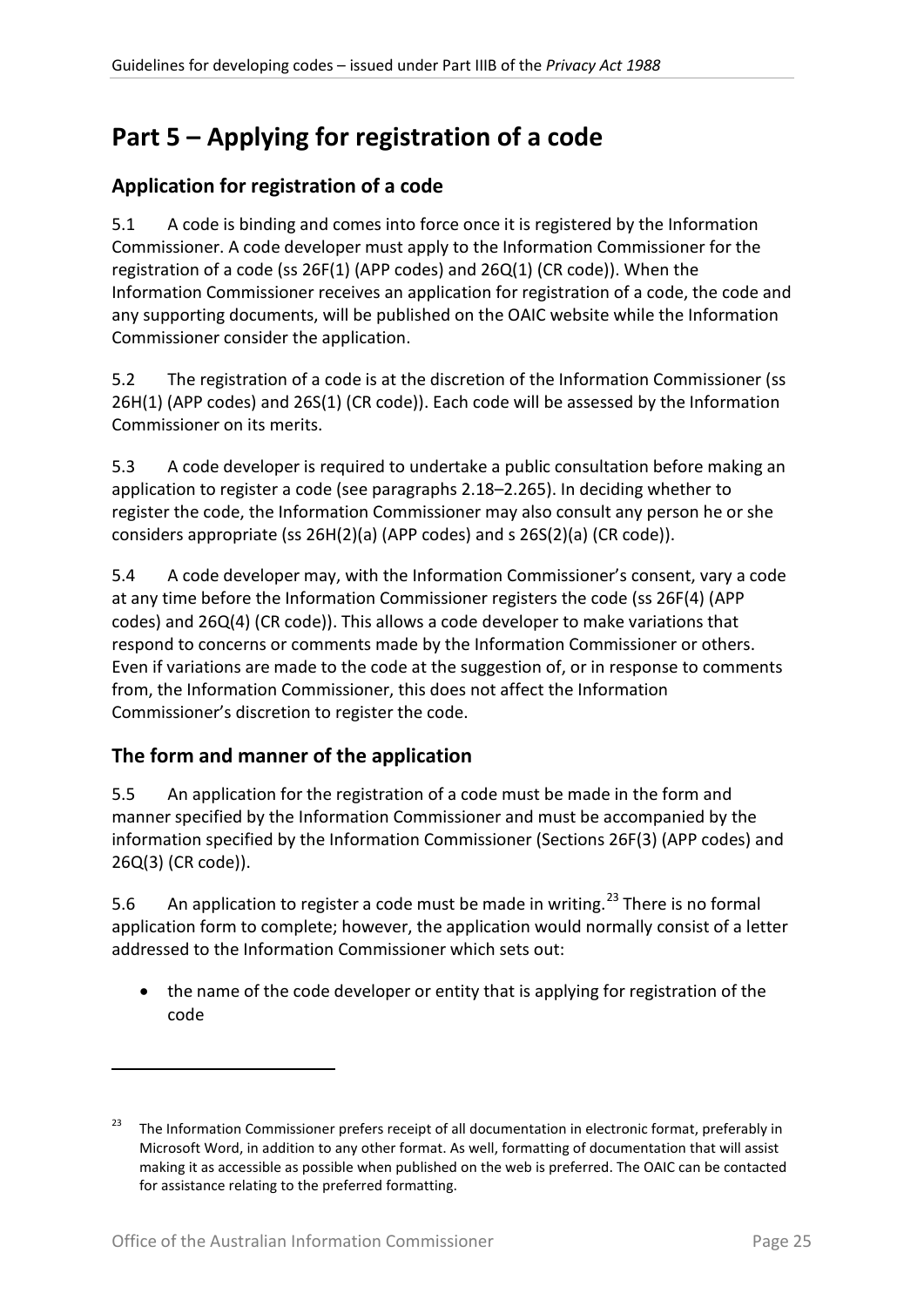# Part 5 – Applying for registration of a code

## Application for registration of a code

5.1 A code is binding and comes into force once it is registered by the Information Commissioner. A code developer must apply to the Information Commissioner for the registration of a code (ss 26F(1) (APP codes) and 26Q(1) (CR code)). When the Information Commissioner receives an application for registration of a code, the code and any supporting documents, will be published on the OAIC website while the Information Commissioner consider the application.

5.2 The registration of a code is at the discretion of the Information Commissioner (ss 26H(1) (APP codes) and 26S(1) (CR code)). Each code will be assessed by the Information Commissioner on its merits.

5.3 A code developer is required to undertake a public consultation before making an application to register a code (see paragraphs 2.18–2.265). In deciding whether to register the code, the Information Commissioner may also consult any person he or she considers appropriate (ss 26H(2)(a) (APP codes) and s 26S(2)(a) (CR code)).

5.4 A code developer may, with the Information Commissioner's consent, vary a code at any time before the Information Commissioner registers the code (ss 26F(4) (APP codes) and 26Q(4) (CR code)). This allows a code developer to make variations that respond to concerns or comments made by the Information Commissioner or others. Even if variations are made to the code at the suggestion of, or in response to comments from, the Information Commissioner, this does not affect the Information Commissioner's discretion to register the code.

## The form and manner of the application

5.5 An application for the registration of a code must be made in the form and manner specified by the Information Commissioner and must be accompanied by the information specified by the Information Commissioner (Sections 26F(3) (APP codes) and 26Q(3) (CR code)).

5.6 An application to register a code must be made in writing.[23] There is no formal application form to complete; however, the application would normally consist of a letter addressed to the Information Commissioner which sets out:

- the name of the code developer or entity that is applying for registration of the code

[23] The Information Commissioner prefers receipt of all documentation in electronic format, preferably in Microsoft Word, in addition to any other format. As well, formatting of documentation that will assist making it as accessible as possible when published on the web is preferred. The OAIC can be contacted for assistance relating to the preferred formatting.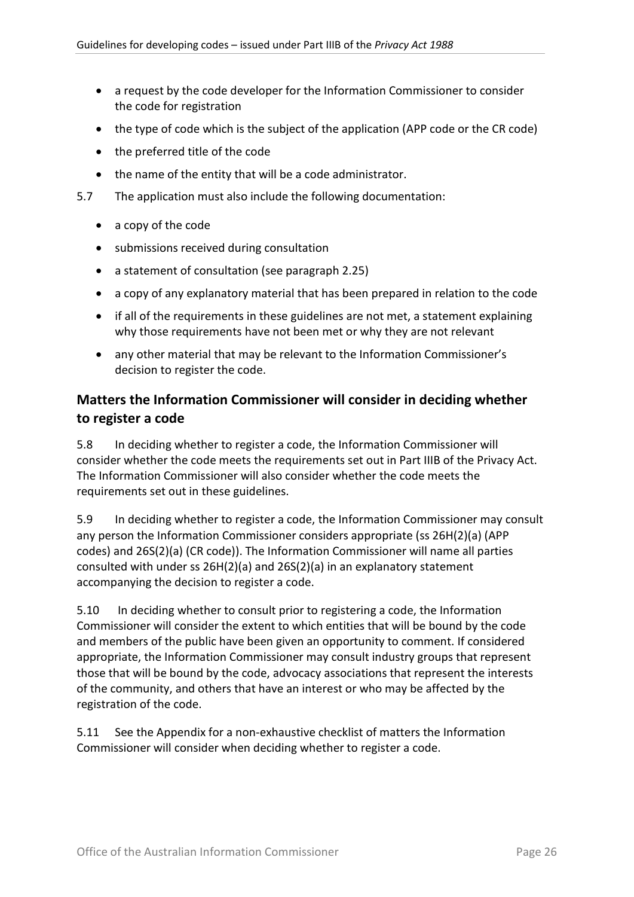- a request by the code developer for the Information Commissioner to consider the code for registration
- the type of code which is the subject of the application (APP code or the CR code)
- the preferred title of the code
- the name of the entity that will be a code administrator.

5.7 The application must also include the following documentation:

- a copy of the code
- submissions received during consultation
- a statement of consultation (see paragraph 2.25)
- a copy of any explanatory material that has been prepared in relation to the code
- if all of the requirements in these guidelines are not met, a statement explaining why those requirements have not been met or why they are not relevant
- any other material that may be relevant to the Information Commissioner's decision to register the code.

## Matters the Information Commissioner will consider in deciding whether to register a code

5.8 In deciding whether to register a code, the Information Commissioner will consider whether the code meets the requirements set out in Part IIIB of the Privacy Act. The Information Commissioner will also consider whether the code meets the requirements set out in these guidelines.

5.9 In deciding whether to register a code, the Information Commissioner may consult any person the Information Commissioner considers appropriate (ss 26H(2)(a) (APP codes) and 26S(2)(a) (CR code)). The Information Commissioner will name all parties consulted with under ss 26H(2)(a) and 26S(2)(a) in an explanatory statement accompanying the decision to register a code.

5.10 In deciding whether to consult prior to registering a code, the Information Commissioner will consider the extent to which entities that will be bound by the code and members of the public have been given an opportunity to comment. If considered appropriate, the Information Commissioner may consult industry groups that represent those that will be bound by the code, advocacy associations that represent the interests of the community, and others that have an interest or who may be affected by the registration of the code.

5.11 See the Appendix for a non-exhaustive checklist of matters the Information Commissioner will consider when deciding whether to register a code.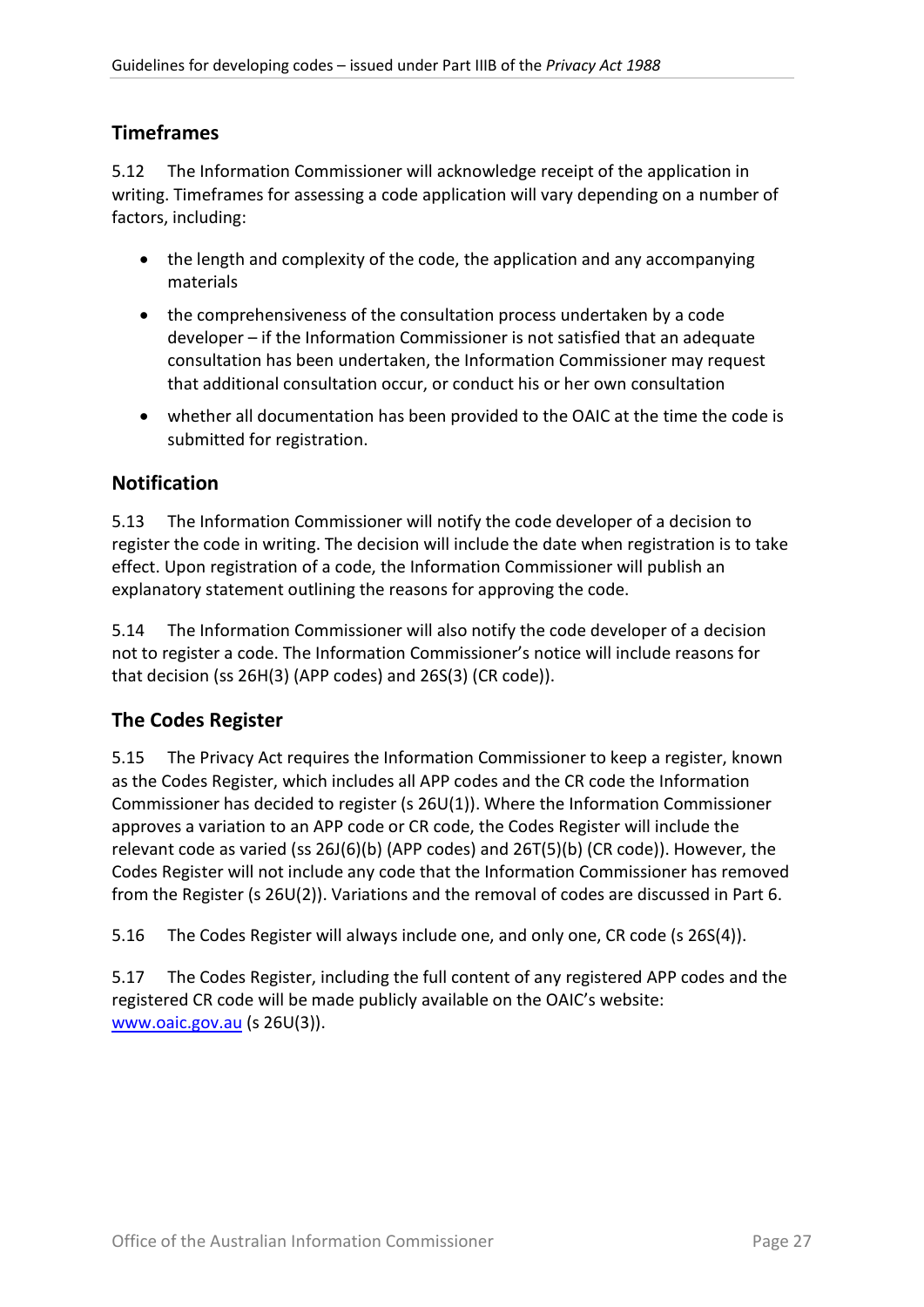## Timeframes

5.12 The Information Commissioner will acknowledge receipt of the application in writing. Timeframes for assessing a code application will vary depending on a number of factors, including:

- the length and complexity of the code, the application and any accompanying materials
- the comprehensiveness of the consultation process undertaken by a code developer – if the Information Commissioner is not satisfied that an adequate consultation has been undertaken, the Information Commissioner may request that additional consultation occur, or conduct his or her own consultation
- whether all documentation has been provided to the OAIC at the time the code is submitted for registration.

## Notification

5.13 The Information Commissioner will notify the code developer of a decision to register the code in writing. The decision will include the date when registration is to take effect. Upon registration of a code, the Information Commissioner will publish an explanatory statement outlining the reasons for approving the code.

5.14 The Information Commissioner will also notify the code developer of a decision not to register a code. The Information Commissioner's notice will include reasons for that decision (ss 26H(3) (APP codes) and 26S(3) (CR code)).

## The Codes Register

5.15 The Privacy Act requires the Information Commissioner to keep a register, known as the Codes Register, which includes all APP codes and the CR code the Information Commissioner has decided to register (s 26U(1)). Where the Information Commissioner approves a variation to an APP code or CR code, the Codes Register will include the relevant code as varied (ss 26J(6)(b) (APP codes) and 26T(5)(b) (CR code)). However, the Codes Register will not include any code that the Information Commissioner has removed from the Register (s 26U(2)). Variations and the removal of codes are discussed in Part 6.

5.16 The Codes Register will always include one, and only one, CR code (s 26S(4)).

5.17 The Codes Register, including the full content of any registered APP codes and the registered CR code will be made publicly available on the OAIC's website: [www.oaic.gov.au](http://www.oaic.gov.au) (s 26U(3)).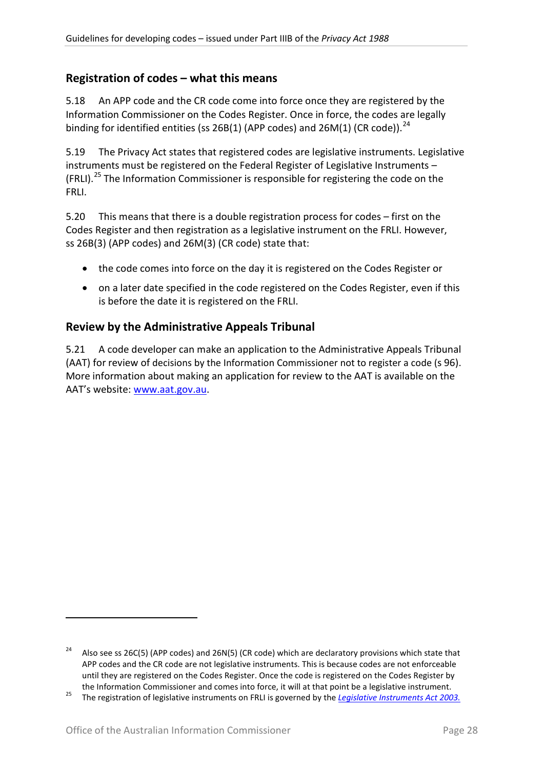## Registration of codes – what this means

5.18 An APP code and the CR code come into force once they are registered by the Information Commissioner on the Codes Register. Once in force, the codes are legally binding for identified entities (ss 26B(1) (APP codes) and 26M(1) (CR code)).[24]

5.19 The Privacy Act states that registered codes are legislative instruments. Legislative instruments must be registered on the Federal Register of Legislative Instruments – (FRLI).[25] The Information Commissioner is responsible for registering the code on the FRLI.

5.20 This means that there is a double registration process for codes – first on the Codes Register and then registration as a legislative instrument on the FRLI. However, ss 26B(3) (APP codes) and 26M(3) (CR code) state that:

- the code comes into force on the day it is registered on the Codes Register or
- on a later date specified in the code registered on the Codes Register, even if this is before the date it is registered on the FRLI.

## Review by the Administrative Appeals Tribunal

5.21 A code developer can make an application to the Administrative Appeals Tribunal (AAT) for review of decisions by the Information Commissioner not to register a code (s 96). More information about making an application for review to the AAT is available on the AAT's website: www.aat.gov.au.

---

[24] Also see ss 26C(5) (APP codes) and 26N(5) (CR code) which are declaratory provisions which state that APP codes and the CR code are not legislative instruments. This is because codes are not enforceable until they are registered on the Codes Register. Once the code is registered on the Codes Register by the Information Commissioner and comes into force, it will at that point be a legislative instrument.

[25] The registration of legislative instruments on FRLI is governed by the *Legislative Instruments Act 2003.*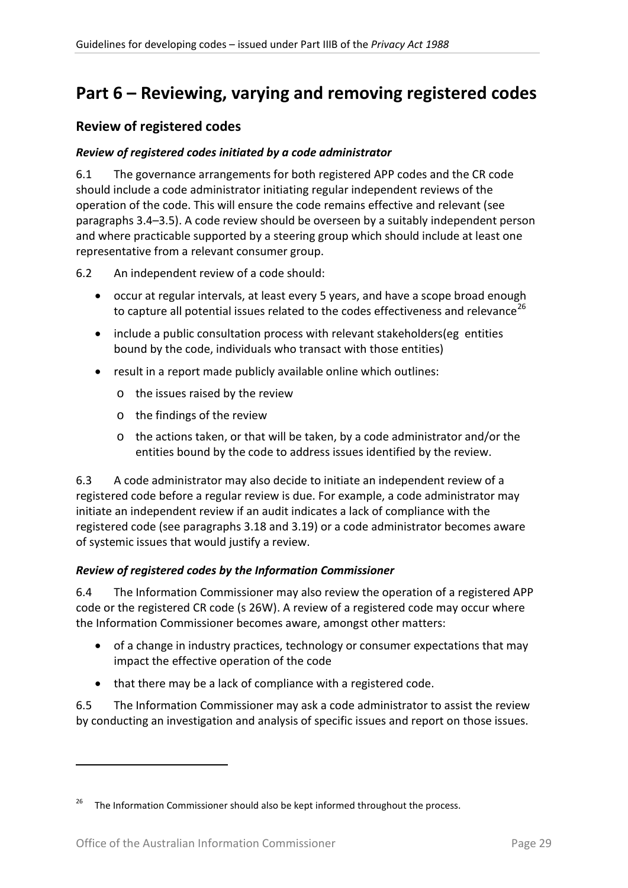# Part 6 – Reviewing, varying and removing registered codes

## Review of registered codes

### *Review of registered codes initiated by a code administrator*

6.1 The governance arrangements for both registered APP codes and the CR code should include a code administrator initiating regular independent reviews of the operation of the code. This will ensure the code remains effective and relevant (see paragraphs 3.4–3.5). A code review should be overseen by a suitably independent person and where practicable supported by a steering group which should include at least one representative from a relevant consumer group.

6.2 An independent review of a code should:

- occur at regular intervals, at least every 5 years, and have a scope broad enough to capture all potential issues related to the codes effectiveness and relevance[26]
- include a public consultation process with relevant stakeholders(eg entities bound by the code, individuals who transact with those entities)
- result in a report made publicly available online which outlines:
  - the issues raised by the review
  - the findings of the review
  - the actions taken, or that will be taken, by a code administrator and/or the entities bound by the code to address issues identified by the review.

6.3 A code administrator may also decide to initiate an independent review of a registered code before a regular review is due. For example, a code administrator may initiate an independent review if an audit indicates a lack of compliance with the registered code (see paragraphs 3.18 and 3.19) or a code administrator becomes aware of systemic issues that would justify a review.

### *Review of registered codes by the Information Commissioner*

6.4 The Information Commissioner may also review the operation of a registered APP code or the registered CR code (s 26W). A review of a registered code may occur where the Information Commissioner becomes aware, amongst other matters:

- of a change in industry practices, technology or consumer expectations that may impact the effective operation of the code
- that there may be a lack of compliance with a registered code.

6.5 The Information Commissioner may ask a code administrator to assist the review by conducting an investigation and analysis of specific issues and report on those issues.

---

[26] The Information Commissioner should also be kept informed throughout the process.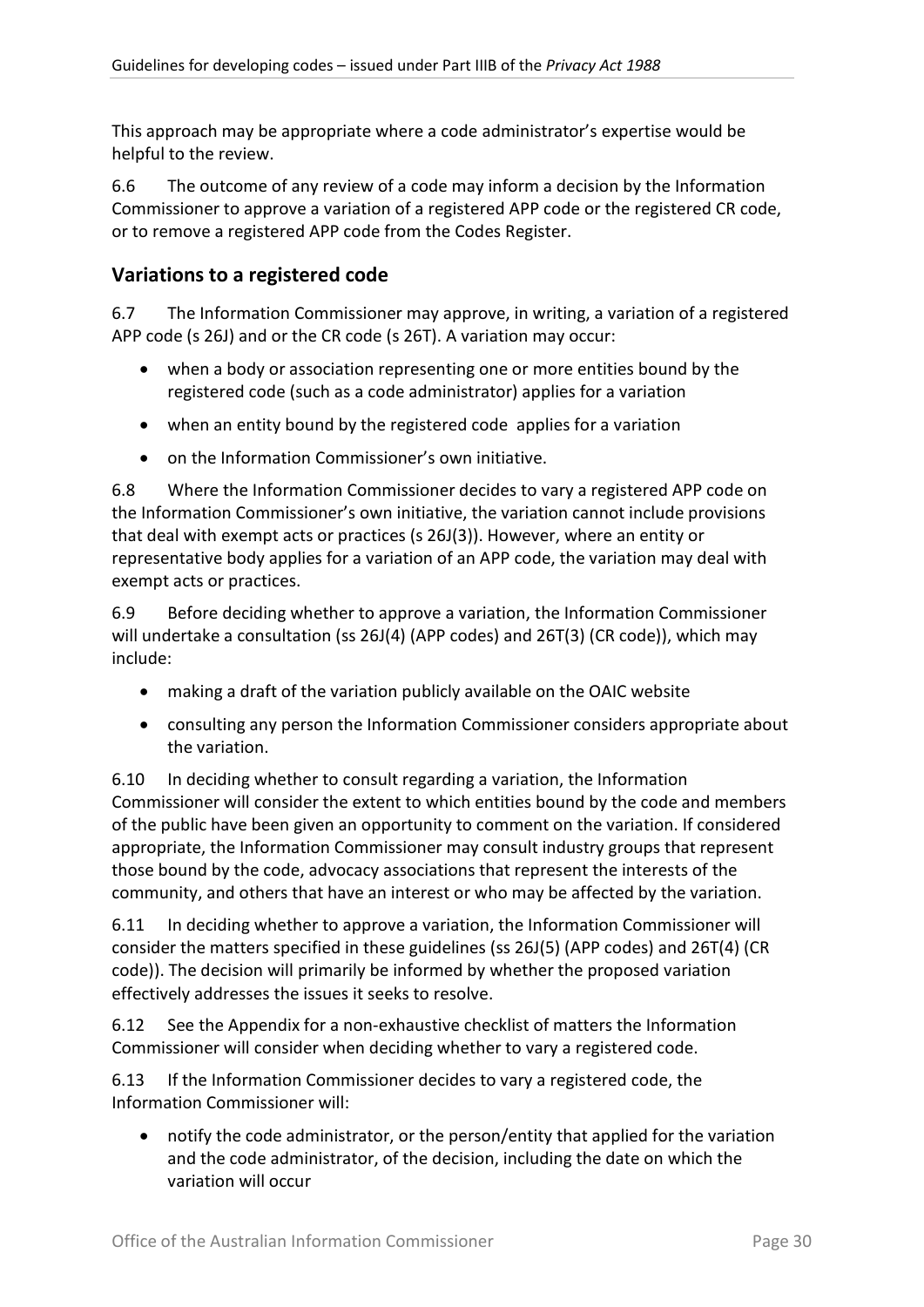This approach may be appropriate where a code administrator's expertise would be helpful to the review.

6.6 The outcome of any review of a code may inform a decision by the Information Commissioner to approve a variation of a registered APP code or the registered CR code, or to remove a registered APP code from the Codes Register.

## Variations to a registered code

6.7 The Information Commissioner may approve, in writing, a variation of a registered APP code (s 26J) and or the CR code (s 26T). A variation may occur:

- when a body or association representing one or more entities bound by the registered code (such as a code administrator) applies for a variation
- when an entity bound by the registered code applies for a variation
- on the Information Commissioner's own initiative.

6.8 Where the Information Commissioner decides to vary a registered APP code on the Information Commissioner's own initiative, the variation cannot include provisions that deal with exempt acts or practices (s 26J(3)). However, where an entity or representative body applies for a variation of an APP code, the variation may deal with exempt acts or practices.

6.9 Before deciding whether to approve a variation, the Information Commissioner will undertake a consultation (ss 26J(4) (APP codes) and 26T(3) (CR code)), which may include:

- making a draft of the variation publicly available on the OAIC website
- consulting any person the Information Commissioner considers appropriate about the variation.

6.10 In deciding whether to consult regarding a variation, the Information Commissioner will consider the extent to which entities bound by the code and members of the public have been given an opportunity to comment on the variation. If considered appropriate, the Information Commissioner may consult industry groups that represent those bound by the code, advocacy associations that represent the interests of the community, and others that have an interest or who may be affected by the variation.

6.11 In deciding whether to approve a variation, the Information Commissioner will consider the matters specified in these guidelines (ss 26J(5) (APP codes) and 26T(4) (CR code)). The decision will primarily be informed by whether the proposed variation effectively addresses the issues it seeks to resolve.

6.12 See the Appendix for a non-exhaustive checklist of matters the Information Commissioner will consider when deciding whether to vary a registered code.

6.13 If the Information Commissioner decides to vary a registered code, the Information Commissioner will:

- notify the code administrator, or the person/entity that applied for the variation and the code administrator, of the decision, including the date on which the variation will occur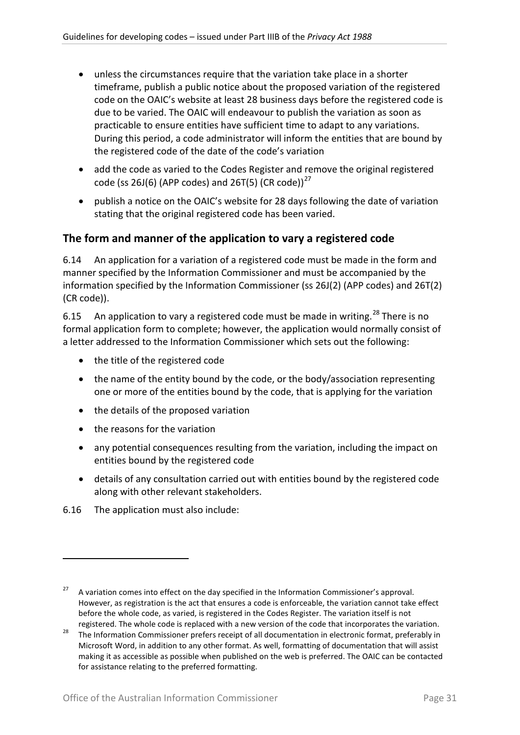- unless the circumstances require that the variation take place in a shorter timeframe, publish a public notice about the proposed variation of the registered code on the OAIC's website at least 28 business days before the registered code is due to be varied. The OAIC will endeavour to publish the variation as soon as practicable to ensure entities have sufficient time to adapt to any variations. During this period, a code administrator will inform the entities that are bound by the registered code of the date of the code's variation
- add the code as varied to the Codes Register and remove the original registered code (ss 26J(6) (APP codes) and 26T(5) (CR code))[27]
- publish a notice on the OAIC's website for 28 days following the date of variation stating that the original registered code has been varied.

## The form and manner of the application to vary a registered code

6.14 An application for a variation of a registered code must be made in the form and manner specified by the Information Commissioner and must be accompanied by the information specified by the Information Commissioner (ss 26J(2) (APP codes) and 26T(2) (CR code)).

6.15 An application to vary a registered code must be made in writing.[28] There is no formal application form to complete; however, the application would normally consist of a letter addressed to the Information Commissioner which sets out the following:

- the title of the registered code
- the name of the entity bound by the code, or the body/association representing one or more of the entities bound by the code, that is applying for the variation
- the details of the proposed variation
- the reasons for the variation
- any potential consequences resulting from the variation, including the impact on entities bound by the registered code
- details of any consultation carried out with entities bound by the registered code along with other relevant stakeholders.

6.16 The application must also include:

---

[27] A variation comes into effect on the day specified in the Information Commissioner's approval. However, as registration is the act that ensures a code is enforceable, the variation cannot take effect before the whole code, as varied, is registered in the Codes Register. The variation itself is not registered. The whole code is replaced with a new version of the code that incorporates the variation.

[28] The Information Commissioner prefers receipt of all documentation in electronic format, preferably in Microsoft Word, in addition to any other format. As well, formatting of documentation that will assist making it as accessible as possible when published on the web is preferred. The OAIC can be contacted for assistance relating to the preferred formatting.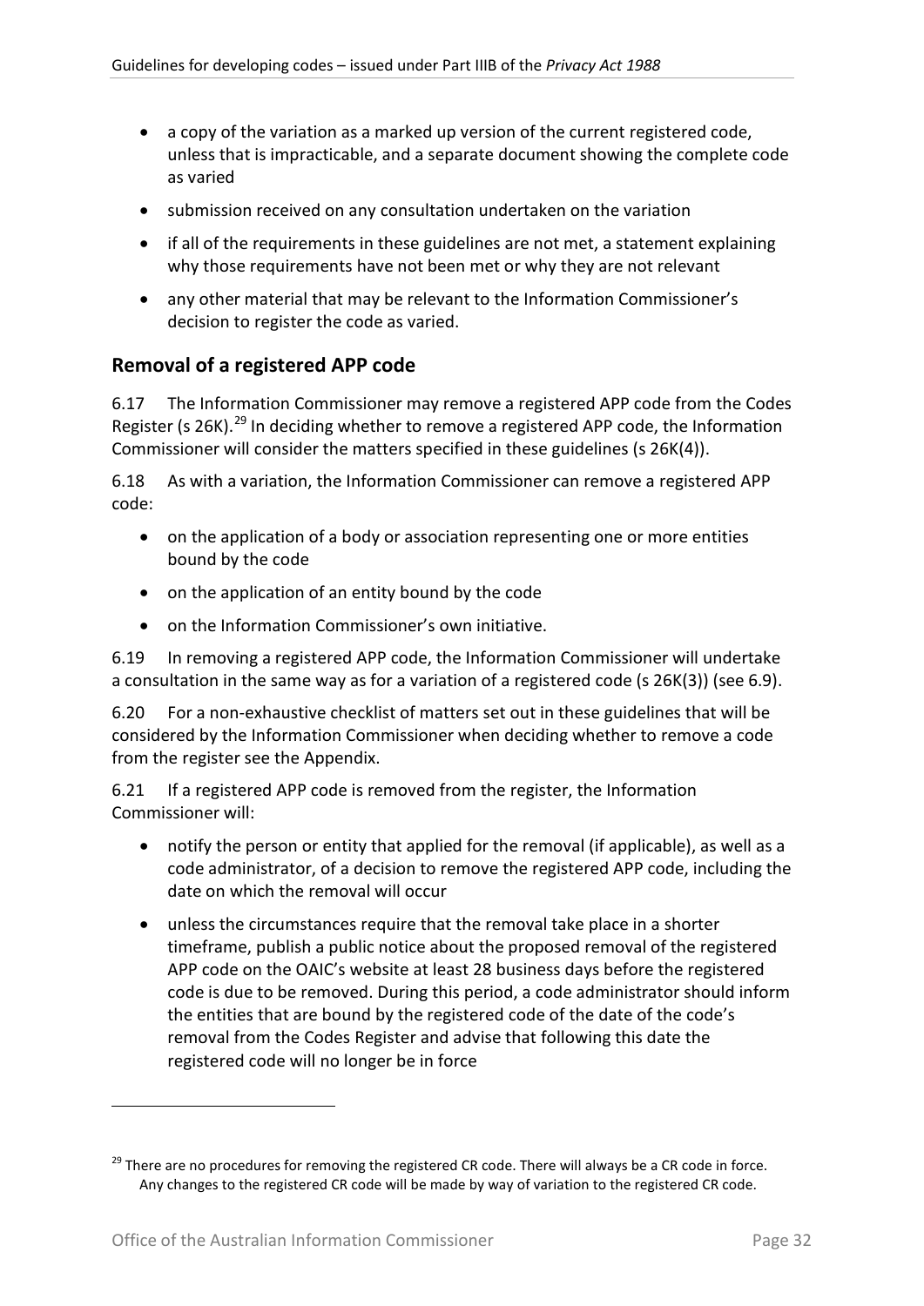- a copy of the variation as a marked up version of the current registered code, unless that is impracticable, and a separate document showing the complete code as varied
- submission received on any consultation undertaken on the variation
- if all of the requirements in these guidelines are not met, a statement explaining why those requirements have not been met or why they are not relevant
- any other material that may be relevant to the Information Commissioner's decision to register the code as varied.

## Removal of a registered APP code

6.17 The Information Commissioner may remove a registered APP code from the Codes Register (s 26K).[29] In deciding whether to remove a registered APP code, the Information Commissioner will consider the matters specified in these guidelines (s 26K(4)).

6.18 As with a variation, the Information Commissioner can remove a registered APP code:

- on the application of a body or association representing one or more entities bound by the code
- on the application of an entity bound by the code
- on the Information Commissioner's own initiative.

6.19 In removing a registered APP code, the Information Commissioner will undertake a consultation in the same way as for a variation of a registered code (s 26K(3)) (see 6.9).

6.20 For a non-exhaustive checklist of matters set out in these guidelines that will be considered by the Information Commissioner when deciding whether to remove a code from the register see the Appendix.

6.21 If a registered APP code is removed from the register, the Information Commissioner will:

- notify the person or entity that applied for the removal (if applicable), as well as a code administrator, of a decision to remove the registered APP code, including the date on which the removal will occur
- unless the circumstances require that the removal take place in a shorter timeframe, publish a public notice about the proposed removal of the registered APP code on the OAIC's website at least 28 business days before the registered code is due to be removed. During this period, a code administrator should inform the entities that are bound by the registered code of the date of the code's removal from the Codes Register and advise that following this date the registered code will no longer be in force

---

[29] There are no procedures for removing the registered CR code. There will always be a CR code in force. Any changes to the registered CR code will be made by way of variation to the registered CR code.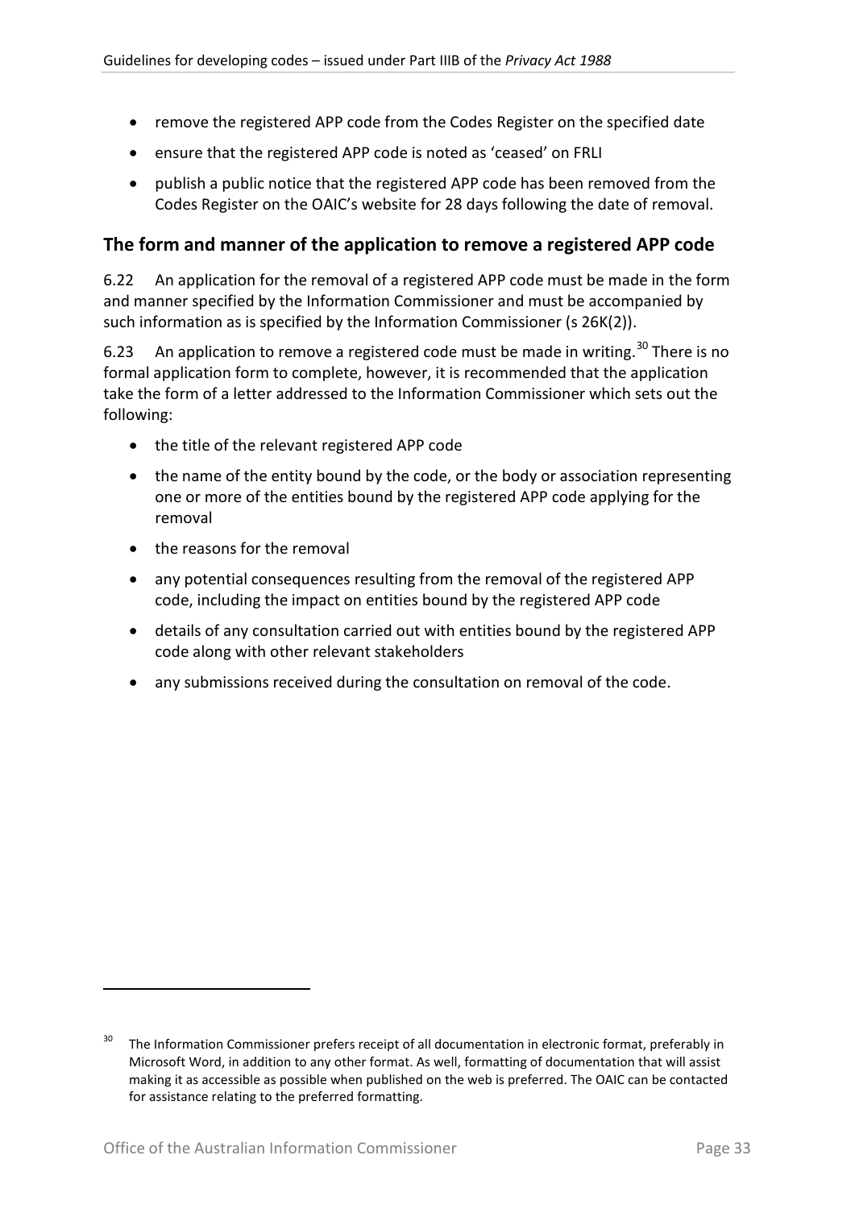- remove the registered APP code from the Codes Register on the specified date
- ensure that the registered APP code is noted as 'ceased' on FRLI
- publish a public notice that the registered APP code has been removed from the Codes Register on the OAIC's website for 28 days following the date of removal.

## The form and manner of the application to remove a registered APP code

6.22 An application for the removal of a registered APP code must be made in the form and manner specified by the Information Commissioner and must be accompanied by such information as is specified by the Information Commissioner (s 26K(2)).

6.23 An application to remove a registered code must be made in writing.[30] There is no formal application form to complete, however, it is recommended that the application take the form of a letter addressed to the Information Commissioner which sets out the following:

- the title of the relevant registered APP code
- the name of the entity bound by the code, or the body or association representing one or more of the entities bound by the registered APP code applying for the removal
- the reasons for the removal
- any potential consequences resulting from the removal of the registered APP code, including the impact on entities bound by the registered APP code
- details of any consultation carried out with entities bound by the registered APP code along with other relevant stakeholders
- any submissions received during the consultation on removal of the code.

---

[30] The Information Commissioner prefers receipt of all documentation in electronic format, preferably in Microsoft Word, in addition to any other format. As well, formatting of documentation that will assist making it as accessible as possible when published on the web is preferred. The OAIC can be contacted for assistance relating to the preferred formatting.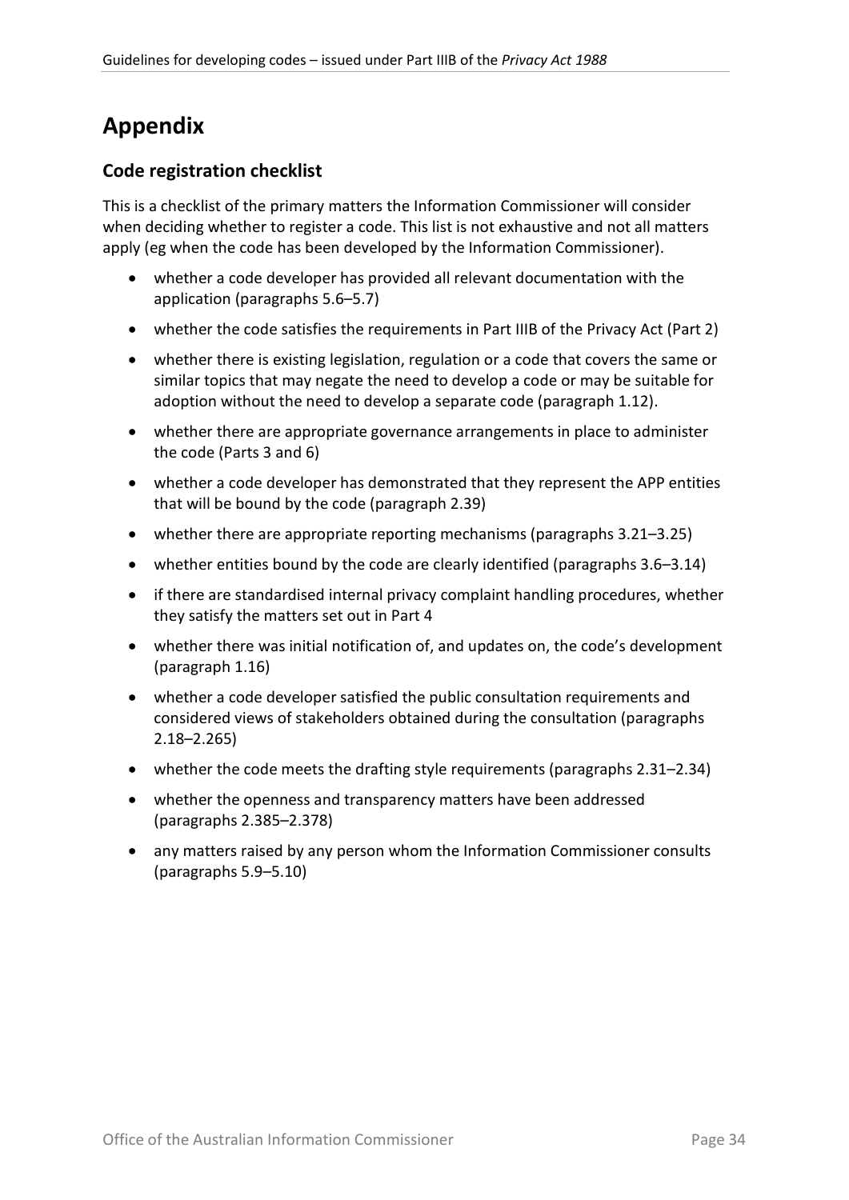# Appendix

## Code registration checklist

This is a checklist of the primary matters the Information Commissioner will consider when deciding whether to register a code. This list is not exhaustive and not all matters apply (eg when the code has been developed by the Information Commissioner).

- whether a code developer has provided all relevant documentation with the application (paragraphs 5.6–5.7)
- whether the code satisfies the requirements in Part IIIB of the Privacy Act (Part 2)
- whether there is existing legislation, regulation or a code that covers the same or similar topics that may negate the need to develop a code or may be suitable for adoption without the need to develop a separate code (paragraph 1.12).
- whether there are appropriate governance arrangements in place to administer the code (Parts 3 and 6)
- whether a code developer has demonstrated that they represent the APP entities that will be bound by the code (paragraph 2.39)
- whether there are appropriate reporting mechanisms (paragraphs 3.21–3.25)
- whether entities bound by the code are clearly identified (paragraphs 3.6–3.14)
- if there are standardised internal privacy complaint handling procedures, whether they satisfy the matters set out in Part 4
- whether there was initial notification of, and updates on, the code's development (paragraph 1.16)
- whether a code developer satisfied the public consultation requirements and considered views of stakeholders obtained during the consultation (paragraphs 2.18–2.265)
- whether the code meets the drafting style requirements (paragraphs 2.31–2.34)
- whether the openness and transparency matters have been addressed (paragraphs 2.385–2.378)
- any matters raised by any person whom the Information Commissioner consults (paragraphs 5.9–5.10)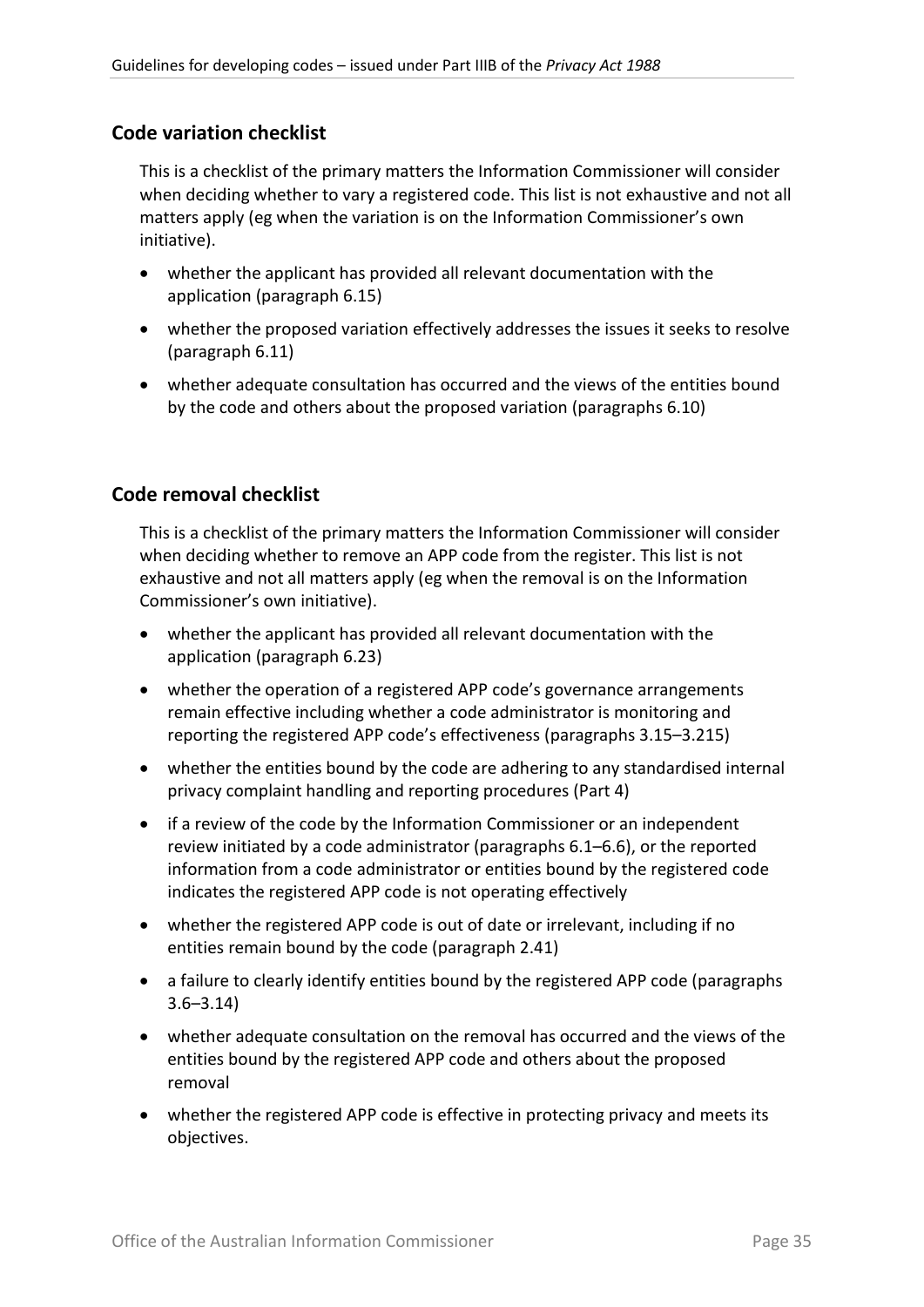## Code variation checklist

This is a checklist of the primary matters the Information Commissioner will consider when deciding whether to vary a registered code. This list is not exhaustive and not all matters apply (eg when the variation is on the Information Commissioner's own initiative).

- whether the applicant has provided all relevant documentation with the application (paragraph 6.15)
- whether the proposed variation effectively addresses the issues it seeks to resolve (paragraph 6.11)
- whether adequate consultation has occurred and the views of the entities bound by the code and others about the proposed variation (paragraphs 6.10)

## Code removal checklist

This is a checklist of the primary matters the Information Commissioner will consider when deciding whether to remove an APP code from the register. This list is not exhaustive and not all matters apply (eg when the removal is on the Information Commissioner's own initiative).

- whether the applicant has provided all relevant documentation with the application (paragraph 6.23)
- whether the operation of a registered APP code's governance arrangements remain effective including whether a code administrator is monitoring and reporting the registered APP code's effectiveness (paragraphs 3.15–3.215)
- whether the entities bound by the code are adhering to any standardised internal privacy complaint handling and reporting procedures (Part 4)
- if a review of the code by the Information Commissioner or an independent review initiated by a code administrator (paragraphs 6.1–6.6), or the reported information from a code administrator or entities bound by the registered code indicates the registered APP code is not operating effectively
- whether the registered APP code is out of date or irrelevant, including if no entities remain bound by the code (paragraph 2.41)
- a failure to clearly identify entities bound by the registered APP code (paragraphs 3.6–3.14)
- whether adequate consultation on the removal has occurred and the views of the entities bound by the registered APP code and others about the proposed removal
- whether the registered APP code is effective in protecting privacy and meets its objectives.